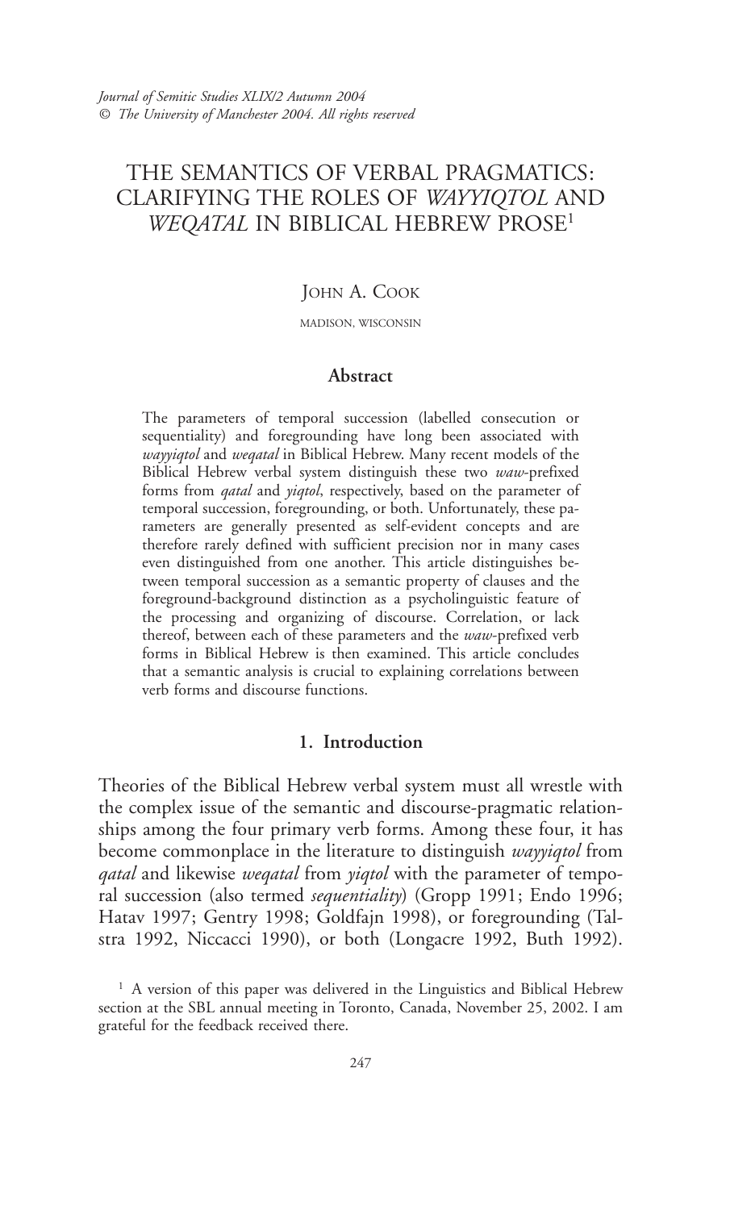*Journal of Semitic Studies XLIX/2 Autumn 2004*
*© The University of Manchester 2004. All rights reserved*

# THE SEMANTICS OF VERBAL PRAGMATICS: CLARIFYING THE ROLES OF *WAYYIQTOL* AND *WEQATAL* IN BIBLICAL HEBREW PROSE[1]

JOHN A. COOK

MADISON, WISCONSIN

### Abstract

The parameters of temporal succession (labelled consecution or sequentiality) and foregrounding have long been associated with *wayyiqtol* and *weqatal* in Biblical Hebrew. Many recent models of the Biblical Hebrew verbal system distinguish these two *waw*-prefixed forms from *qatal* and *yiqtol*, respectively, based on the parameter of temporal succession, foregrounding, or both. Unfortunately, these parameters are generally presented as self-evident concepts and are therefore rarely defined with sufficient precision nor in many cases even distinguished from one another. This article distinguishes between temporal succession as a semantic property of clauses and the foreground-background distinction as a psycholinguistic feature of the processing and organizing of discourse. Correlation, or lack thereof, between each of these parameters and the *waw*-prefixed verb forms in Biblical Hebrew is then examined. This article concludes that a semantic analysis is crucial to explaining correlations between verb forms and discourse functions.

## 1. Introduction

Theories of the Biblical Hebrew verbal system must all wrestle with the complex issue of the semantic and discourse-pragmatic relationships among the four primary verb forms. Among these four, it has become commonplace in the literature to distinguish *wayyiqtol* from *qatal* and likewise *weqatal* from *yiqtol* with the parameter of temporal succession (also termed *sequentiality*) (Gropp 1991; Endo 1996; Hatav 1997; Gentry 1998; Goldfajn 1998), or foregrounding (Talstra 1992, Niccacci 1990), or both (Longacre 1992, Buth 1992).

[1] A version of this paper was delivered in the Linguistics and Biblical Hebrew section at the SBL annual meeting in Toronto, Canada, November 25, 2002. I am grateful for the feedback received there.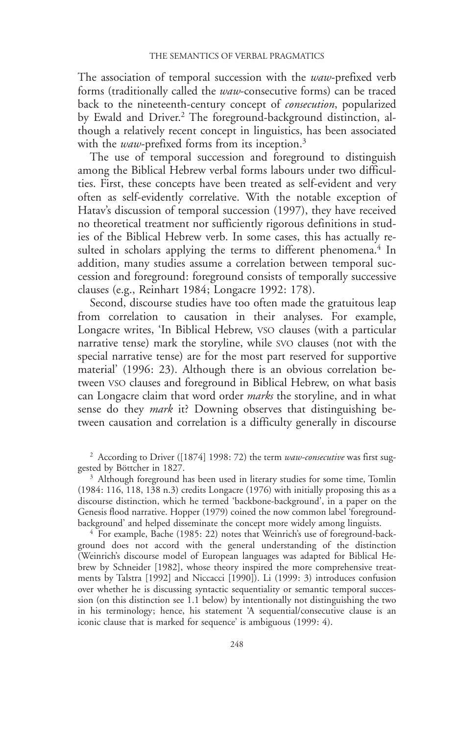The association of temporal succession with the *waw*-prefixed verb forms (traditionally called the *waw*-consecutive forms) can be traced back to the nineteenth-century concept of *consecution*, popularized by Ewald and Driver.[2] The foreground-background distinction, although a relatively recent concept in linguistics, has been associated with the *waw*-prefixed forms from its inception.[3]

The use of temporal succession and foreground to distinguish among the Biblical Hebrew verbal forms labours under two difficulties. First, these concepts have been treated as self-evident and very often as self-evidently correlative. With the notable exception of Hatav's discussion of temporal succession (1997), they have received no theoretical treatment nor sufficiently rigorous definitions in studies of the Biblical Hebrew verb. In some cases, this has actually resulted in scholars applying the terms to different phenomena.[4] In addition, many studies assume a correlation between temporal succession and foreground: foreground consists of temporally successive clauses (e.g., Reinhart 1984; Longacre 1992: 178).

Second, discourse studies have too often made the gratuitous leap from correlation to causation in their analyses. For example, Longacre writes, 'In Biblical Hebrew, VSO clauses (with a particular narrative tense) mark the storyline, while SVO clauses (not with the special narrative tense) are for the most part reserved for supportive material' (1996: 23). Although there is an obvious correlation between VSO clauses and foreground in Biblical Hebrew, on what basis can Longacre claim that word order *marks* the storyline, and in what sense do they *mark* it? Downing observes that distinguishing between causation and correlation is a difficulty generally in discourse

[2] According to Driver ([1874] 1998: 72) the term *waw-consecutive* was first suggested by Böttcher in 1827.

[3] Although foreground has been used in literary studies for some time, Tomlin (1984: 116, 118, 138 n.3) credits Longacre (1976) with initially proposing this as a discourse distinction, which he termed 'backbone-background', in a paper on the Genesis flood narrative. Hopper (1979) coined the now common label 'foreground-background' and helped disseminate the concept more widely among linguists.

[4] For example, Bache (1985: 22) notes that Weinrich's use of foreground-background does not accord with the general understanding of the distinction (Weinrich's discourse model of European languages was adapted for Biblical Hebrew by Schneider [1982], whose theory inspired the more comprehensive treatments by Talstra [1992] and Niccacci [1990]). Li (1999: 3) introduces confusion over whether he is discussing syntactic sequentiality or semantic temporal succession (on this distinction see 1.1 below) by intentionally not distinguishing the two in his terminology; hence, his statement 'A sequential/consecutive clause is an iconic clause that is marked for sequence' is ambiguous (1999: 4).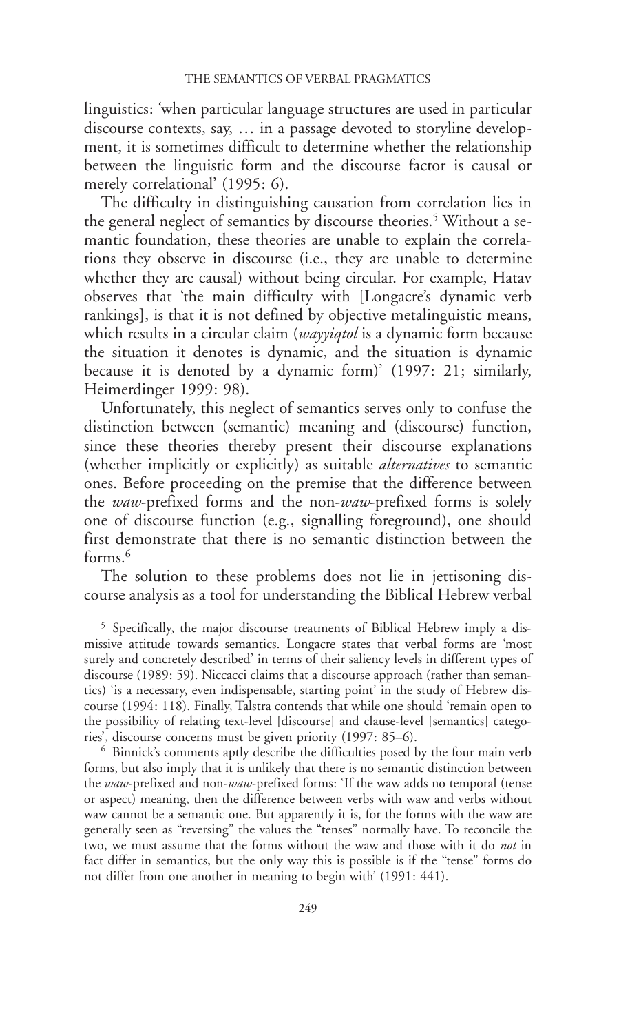linguistics: 'when particular language structures are used in particular discourse contexts, say, … in a passage devoted to storyline development, it is sometimes difficult to determine whether the relationship between the linguistic form and the discourse factor is causal or merely correlational' (1995: 6).

The difficulty in distinguishing causation from correlation lies in the general neglect of semantics by discourse theories.[5] Without a semantic foundation, these theories are unable to explain the correlations they observe in discourse (i.e., they are unable to determine whether they are causal) without being circular. For example, Hatav observes that 'the main difficulty with [Longacre's dynamic verb rankings], is that it is not defined by objective metalinguistic means, which results in a circular claim (*wayyiqtol* is a dynamic form because the situation it denotes is dynamic, and the situation is dynamic because it is denoted by a dynamic form)' (1997: 21; similarly, Heimerdinger 1999: 98).

Unfortunately, this neglect of semantics serves only to confuse the distinction between (semantic) meaning and (discourse) function, since these theories thereby present their discourse explanations (whether implicitly or explicitly) as suitable *alternatives* to semantic ones. Before proceeding on the premise that the difference between the *waw*-prefixed forms and the non-*waw*-prefixed forms is solely one of discourse function (e.g., signalling foreground), one should first demonstrate that there is no semantic distinction between the forms.[6]

The solution to these problems does not lie in jettisoning discourse analysis as a tool for understanding the Biblical Hebrew verbal

[5] Specifically, the major discourse treatments of Biblical Hebrew imply a dismissive attitude towards semantics. Longacre states that verbal forms are 'most surely and concretely described' in terms of their saliency levels in different types of discourse (1989: 59). Niccacci claims that a discourse approach (rather than semantics) 'is a necessary, even indispensable, starting point' in the study of Hebrew discourse (1994: 118). Finally, Talstra contends that while one should 'remain open to the possibility of relating text-level [discourse] and clause-level [semantics] categories', discourse concerns must be given priority (1997: 85–6).

[6] Binnick's comments aptly describe the difficulties posed by the four main verb forms, but also imply that it is unlikely that there is no semantic distinction between the *waw*-prefixed and non-*waw*-prefixed forms: 'If the waw adds no temporal (tense or aspect) meaning, then the difference between verbs with waw and verbs without waw cannot be a semantic one. But apparently it is, for the forms with the waw are generally seen as "reversing" the values the "tenses" normally have. To reconcile the two, we must assume that the forms without the waw and those with it do *not* in fact differ in semantics, but the only way this is possible is if the "tense" forms do not differ from one another in meaning to begin with' (1991: 441).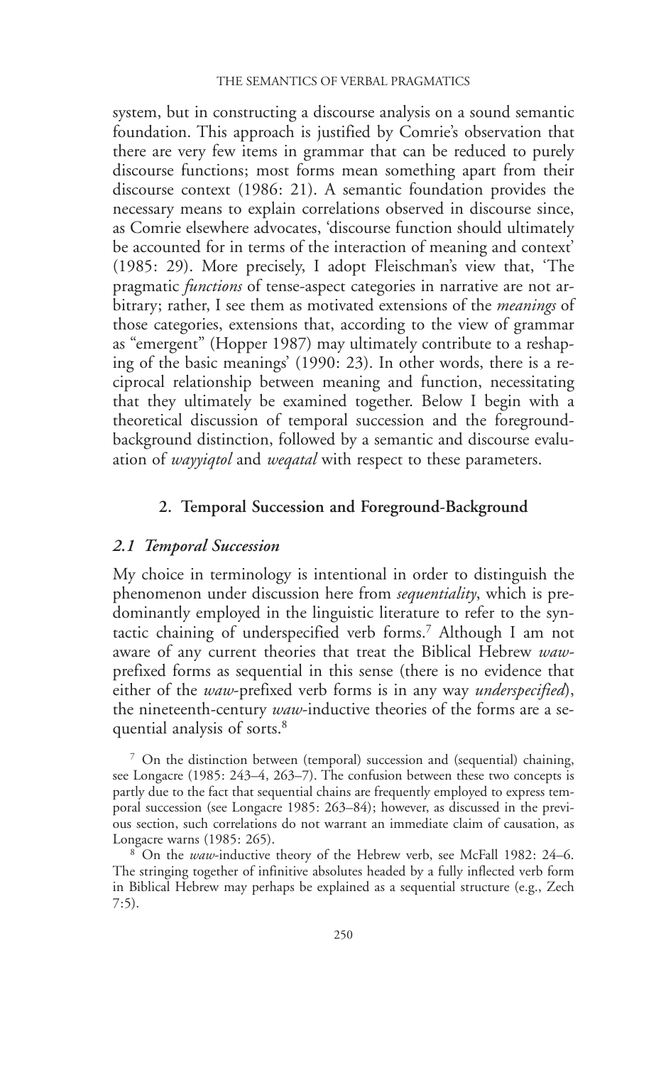system, but in constructing a discourse analysis on a sound semantic foundation. This approach is justified by Comrie's observation that there are very few items in grammar that can be reduced to purely discourse functions; most forms mean something apart from their discourse context (1986: 21). A semantic foundation provides the necessary means to explain correlations observed in discourse since, as Comrie elsewhere advocates, 'discourse function should ultimately be accounted for in terms of the interaction of meaning and context' (1985: 29). More precisely, I adopt Fleischman's view that, 'The pragmatic *functions* of tense-aspect categories in narrative are not arbitrary; rather, I see them as motivated extensions of the *meanings* of those categories, extensions that, according to the view of grammar as "emergent" (Hopper 1987) may ultimately contribute to a reshaping of the basic meanings' (1990: 23). In other words, there is a reciprocal relationship between meaning and function, necessitating that they ultimately be examined together. Below I begin with a theoretical discussion of temporal succession and the foreground-background distinction, followed by a semantic and discourse evaluation of *wayyiqtol* and *weqatal* with respect to these parameters.

## 2. Temporal Succession and Foreground-Background

### *2.1 Temporal Succession*

My choice in terminology is intentional in order to distinguish the phenomenon under discussion here from *sequentiality*, which is predominantly employed in the linguistic literature to refer to the syntactic chaining of underspecified verb forms.[7] Although I am not aware of any current theories that treat the Biblical Hebrew *waw*-prefixed forms as sequential in this sense (there is no evidence that either of the *waw*-prefixed verb forms is in any way *underspecified*), the nineteenth-century *waw*-inductive theories of the forms are a sequential analysis of sorts.[8]

[7] On the distinction between (temporal) succession and (sequential) chaining, see Longacre (1985: 243–4, 263–7). The confusion between these two concepts is partly due to the fact that sequential chains are frequently employed to express temporal succession (see Longacre 1985: 263–84); however, as discussed in the previous section, such correlations do not warrant an immediate claim of causation, as Longacre warns (1985: 265).

[8] On the *waw*-inductive theory of the Hebrew verb, see McFall 1982: 24–6. The stringing together of infinitive absolutes headed by a fully inflected verb form in Biblical Hebrew may perhaps be explained as a sequential structure (e.g., Zech 7:5).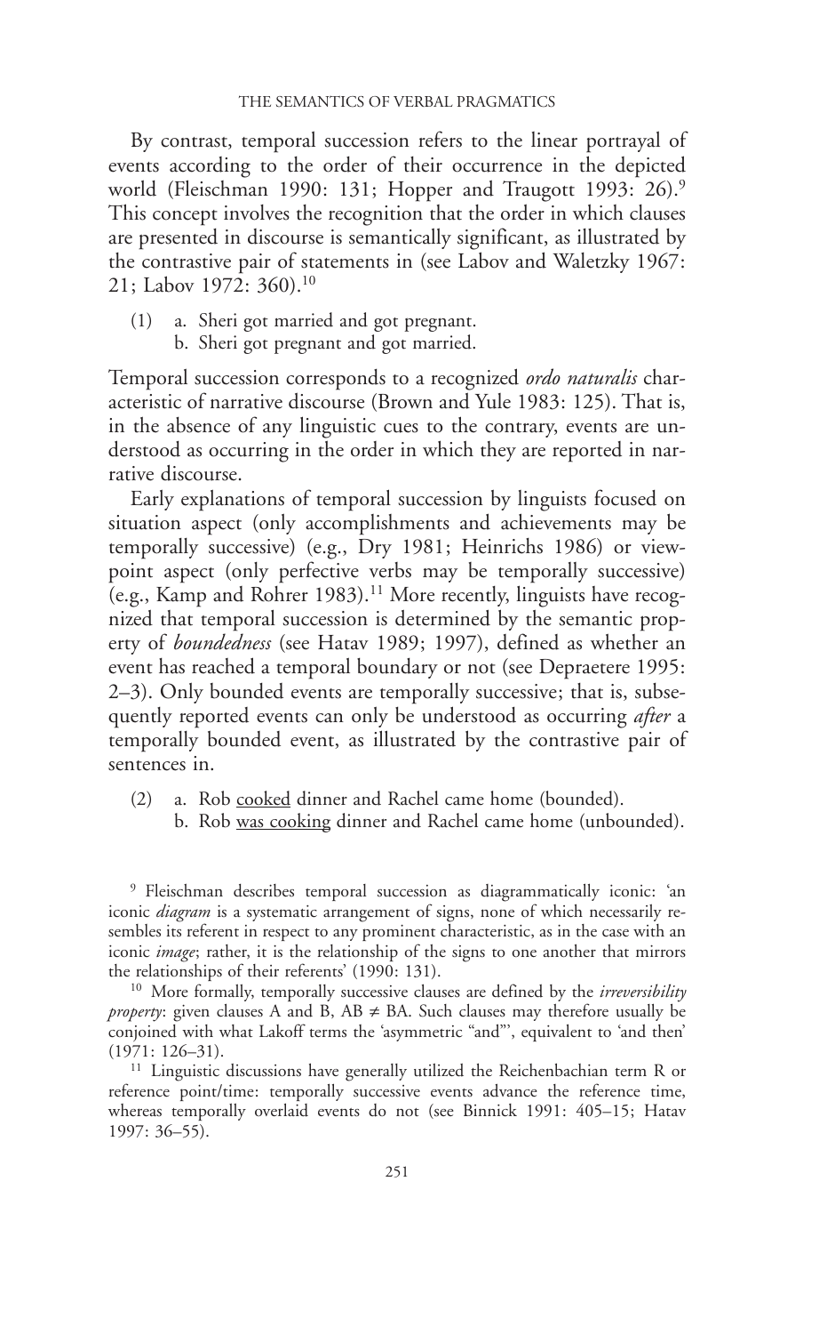By contrast, temporal succession refers to the linear portrayal of events according to the order of their occurrence in the depicted world (Fleischman 1990: 131; Hopper and Traugott 1993: 26).[9] This concept involves the recognition that the order in which clauses are presented in discourse is semantically significant, as illustrated by the contrastive pair of statements in (see Labov and Waletzky 1967: 21; Labov 1972: 360).[10]

(1) a. Sheri got married and got pregnant.
    b. Sheri got pregnant and got married.

Temporal succession corresponds to a recognized *ordo naturalis* characteristic of narrative discourse (Brown and Yule 1983: 125). That is, in the absence of any linguistic cues to the contrary, events are understood as occurring in the order in which they are reported in narrative discourse.

Early explanations of temporal succession by linguists focused on situation aspect (only accomplishments and achievements may be temporally successive) (e.g., Dry 1981; Heinrichs 1986) or viewpoint aspect (only perfective verbs may be temporally successive) (e.g., Kamp and Rohrer 1983).[11] More recently, linguists have recognized that temporal succession is determined by the semantic property of *boundedness* (see Hatav 1989; 1997), defined as whether an event has reached a temporal boundary or not (see Depraetere 1995: 2–3). Only bounded events are temporally successive; that is, subsequently reported events can only be understood as occurring *after* a temporally bounded event, as illustrated by the contrastive pair of sentences in.

(2) a. Rob <u>cooked</u> dinner and Rachel came home (bounded).
    b. Rob <u>was cooking</u> dinner and Rachel came home (unbounded).

---

[9] Fleischman describes temporal succession as diagrammatically iconic: 'an iconic *diagram* is a systematic arrangement of signs, none of which necessarily resembles its referent in respect to any prominent characteristic, as in the case with an iconic *image*; rather, it is the relationship of the signs to one another that mirrors the relationships of their referents' (1990: 131).

[10] More formally, temporally successive clauses are defined by the *irreversibility property*: given clauses A and B, AB ≠ BA. Such clauses may therefore usually be conjoined with what Lakoff terms the 'asymmetric "and"', equivalent to 'and then' (1971: 126–31).

[11] Linguistic discussions have generally utilized the Reichenbachian term R or reference point/time: temporally successive events advance the reference time, whereas temporally overlaid events do not (see Binnick 1991: 405–15; Hatav 1997: 36–55).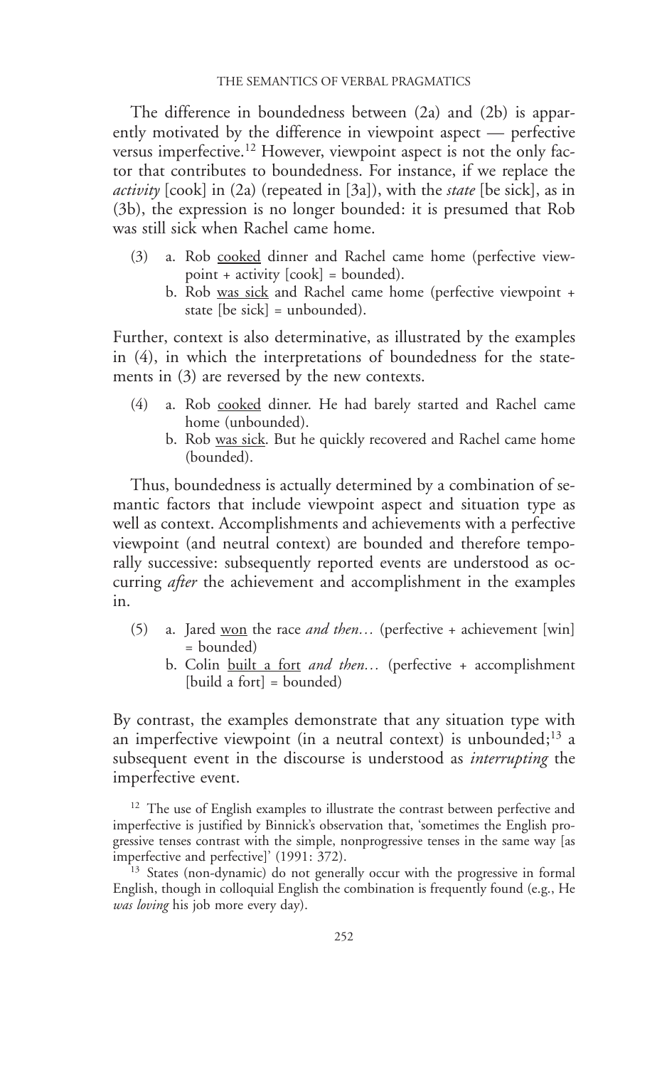The difference in boundedness between (2a) and (2b) is apparently motivated by the difference in viewpoint aspect — perfective versus imperfective.[12] However, viewpoint aspect is not the only factor that contributes to boundedness. For instance, if we replace the *activity* [cook] in (2a) (repeated in [3a]), with the *state* [be sick], as in (3b), the expression is no longer bounded: it is presumed that Rob was still sick when Rachel came home.

(3) a. Rob <u>cooked</u> dinner and Rachel came home (perfective viewpoint + activity [cook] = bounded).

b. Rob <u>was sick</u> and Rachel came home (perfective viewpoint + state [be sick] = unbounded).

Further, context is also determinative, as illustrated by the examples in (4), in which the interpretations of boundedness for the statements in (3) are reversed by the new contexts.

(4) a. Rob <u>cooked</u> dinner. He had barely started and Rachel came home (unbounded).

b. Rob <u>was sick</u>. But he quickly recovered and Rachel came home (bounded).

Thus, boundedness is actually determined by a combination of semantic factors that include viewpoint aspect and situation type as well as context. Accomplishments and achievements with a perfective viewpoint (and neutral context) are bounded and therefore temporally successive: subsequently reported events are understood as occurring *after* the achievement and accomplishment in the examples in.

(5) a. Jared <u>won</u> the race *and then…* (perfective + achievement [win] = bounded)

b. Colin <u>built a fort</u> *and then…* (perfective + accomplishment [build a fort] = bounded)

By contrast, the examples demonstrate that any situation type with an imperfective viewpoint (in a neutral context) is unbounded;[13] a subsequent event in the discourse is understood as *interrupting* the imperfective event.

[12] The use of English examples to illustrate the contrast between perfective and imperfective is justified by Binnick's observation that, 'sometimes the English progressive tenses contrast with the simple, nonprogressive tenses in the same way [as imperfective and perfective]' (1991: 372).

[13] States (non-dynamic) do not generally occur with the progressive in formal English, though in colloquial English the combination is frequently found (e.g., He *was loving* his job more every day).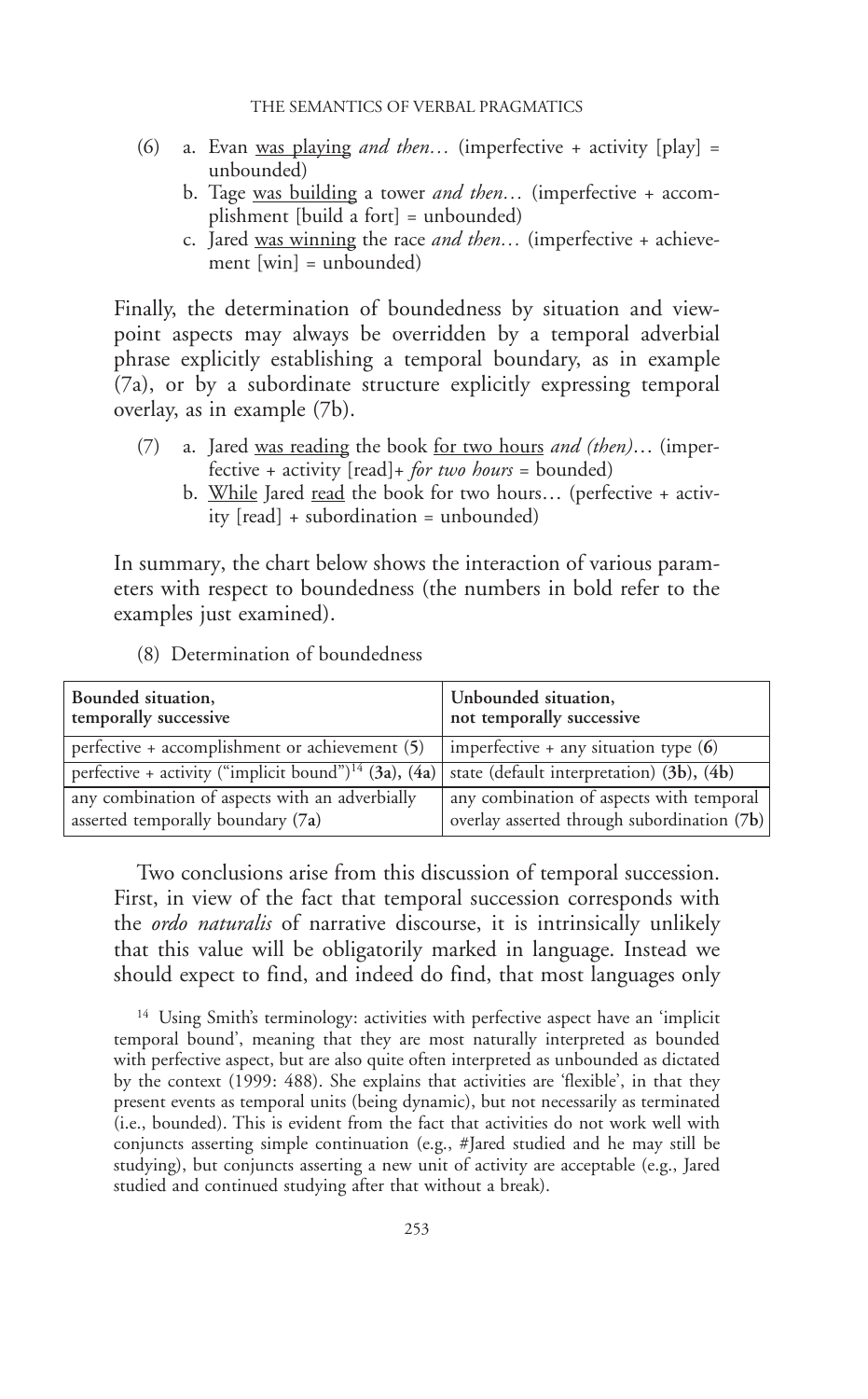(6) a. Evan <u>was playing</u> *and then…* (imperfective + activity [play] = unbounded)
    b. Tage <u>was building</u> a tower *and then…* (imperfective + accomplishment [build a fort] = unbounded)
    c. Jared <u>was winning</u> the race *and then…* (imperfective + achievement [win] = unbounded)

Finally, the determination of boundedness by situation and viewpoint aspects may always be overridden by a temporal adverbial phrase explicitly establishing a temporal boundary, as in example (7a), or by a subordinate structure explicitly expressing temporal overlay, as in example (7b).

(7) a. Jared <u>was reading</u> the book <u>for two hours</u> *and (then)…* (imperfective + activity [read]+ *for two hours* = bounded)
    b. <u>While</u> Jared <u>read</u> the book for two hours… (perfective + activity [read] + subordination = unbounded)

In summary, the chart below shows the interaction of various parameters with respect to boundedness (the numbers in bold refer to the examples just examined).

(8) Determination of boundedness

| **Bounded situation, temporally successive** | **Unbounded situation, not temporally successive** |
|---|---|
| perfective + accomplishment or achievement (**5**) | imperfective + any situation type (**6**) |
| perfective + activity ("implicit bound")[14] (**3a**), (**4a**) | state (default interpretation) (**3b**), (**4b**) |
| any combination of aspects with an adverbially asserted temporally boundary (**7a**) | any combination of aspects with temporal overlay asserted through subordination (**7b**) |

Two conclusions arise from this discussion of temporal succession. First, in view of the fact that temporal succession corresponds with the *ordo naturalis* of narrative discourse, it is intrinsically unlikely that this value will be obligatorily marked in language. Instead we should expect to find, and indeed do find, that most languages only

[14] Using Smith's terminology: activities with perfective aspect have an 'implicit temporal bound', meaning that they are most naturally interpreted as bounded with perfective aspect, but are also quite often interpreted as unbounded as dictated by the context (1999: 488). She explains that activities are 'flexible', in that they present events as temporal units (being dynamic), but not necessarily as terminated (i.e., bounded). This is evident from the fact that activities do not work well with conjuncts asserting simple continuation (e.g., #Jared studied and he may still be studying), but conjuncts asserting a new unit of activity are acceptable (e.g., Jared studied and continued studying after that without a break).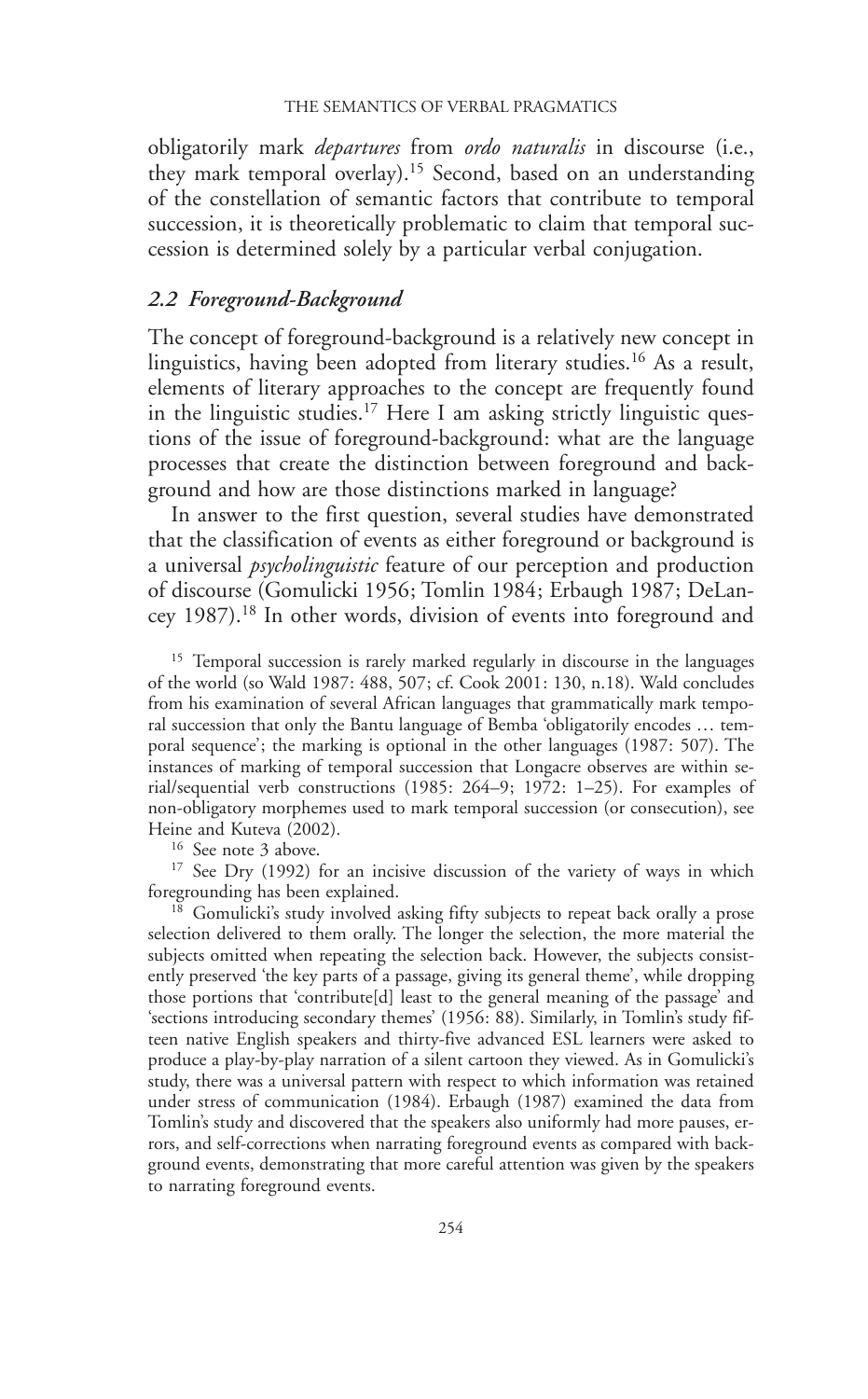obligatorily mark *departures* from *ordo naturalis* in discourse (i.e., they mark temporal overlay).[15] Second, based on an understanding of the constellation of semantic factors that contribute to temporal succession, it is theoretically problematic to claim that temporal succession is determined solely by a particular verbal conjugation.

## *2.2 Foreground-Background*

The concept of foreground-background is a relatively new concept in linguistics, having been adopted from literary studies.[16] As a result, elements of literary approaches to the concept are frequently found in the linguistic studies.[17] Here I am asking strictly linguistic questions of the issue of foreground-background: what are the language processes that create the distinction between foreground and background and how are those distinctions marked in language?

In answer to the first question, several studies have demonstrated that the classification of events as either foreground or background is a universal *psycholinguistic* feature of our perception and production of discourse (Gomulicki 1956; Tomlin 1984; Erbaugh 1987; DeLancey 1987).[18] In other words, division of events into foreground and

[15] Temporal succession is rarely marked regularly in discourse in the languages of the world (so Wald 1987: 488, 507; cf. Cook 2001: 130, n.18). Wald concludes from his examination of several African languages that grammatically mark temporal succession that only the Bantu language of Bemba 'obligatorily encodes … temporal sequence'; the marking is optional in the other languages (1987: 507). The instances of marking of temporal succession that Longacre observes are within serial/sequential verb constructions (1985: 264–9; 1972: 1–25). For examples of non-obligatory morphemes used to mark temporal succession (or consecution), see Heine and Kuteva (2002).

[16] See note 3 above.

[17] See Dry (1992) for an incisive discussion of the variety of ways in which foregrounding has been explained.

[18] Gomulicki's study involved asking fifty subjects to repeat back orally a prose selection delivered to them orally. The longer the selection, the more material the subjects omitted when repeating the selection back. However, the subjects consistently preserved 'the key parts of a passage, giving its general theme', while dropping those portions that 'contribute[d] least to the general meaning of the passage' and 'sections introducing secondary themes' (1956: 88). Similarly, in Tomlin's study fifteen native English speakers and thirty-five advanced ESL learners were asked to produce a play-by-play narration of a silent cartoon they viewed. As in Gomulicki's study, there was a universal pattern with respect to which information was retained under stress of communication (1984). Erbaugh (1987) examined the data from Tomlin's study and discovered that the speakers also uniformly had more pauses, errors, and self-corrections when narrating foreground events as compared with background events, demonstrating that more careful attention was given by the speakers to narrating foreground events.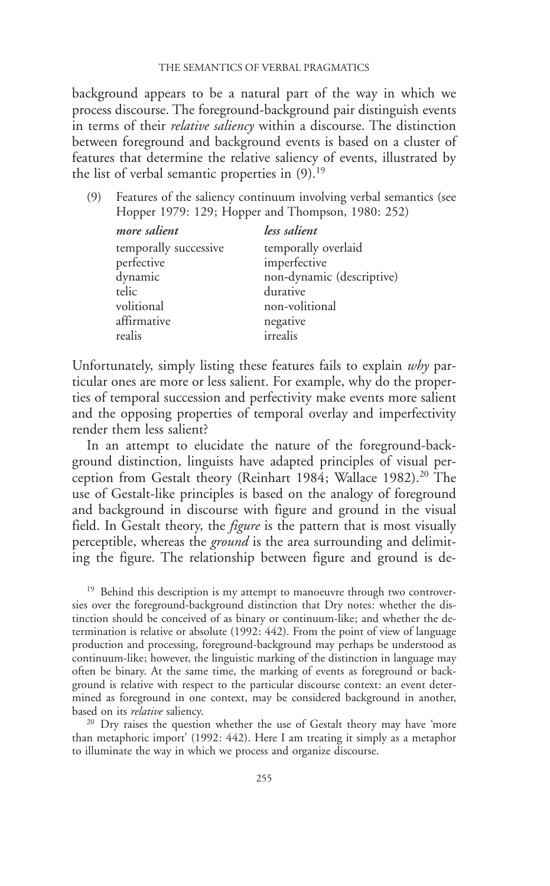background appears to be a natural part of the way in which we process discourse. The foreground-background pair distinguish events in terms of their *relative saliency* within a discourse. The distinction between foreground and background events is based on a cluster of features that determine the relative saliency of events, illustrated by the list of verbal semantic properties in (9).[19]

(9) Features of the saliency continuum involving verbal semantics (see Hopper 1979: 129; Hopper and Thompson, 1980: 252)

| *more salient* | *less salient* |
|---|---|
| temporally successive | temporally overlaid |
| perfective | imperfective |
| dynamic | non-dynamic (descriptive) |
| telic | durative |
| volitional | non-volitional |
| affirmative | negative |
| realis | irrealis |

Unfortunately, simply listing these features fails to explain *why* particular ones are more or less salient. For example, why do the properties of temporal succession and perfectivity make events more salient and the opposing properties of temporal overlay and imperfectivity render them less salient?

In an attempt to elucidate the nature of the foreground-background distinction, linguists have adapted principles of visual perception from Gestalt theory (Reinhart 1984; Wallace 1982).[20] The use of Gestalt-like principles is based on the analogy of foreground and background in discourse with figure and ground in the visual field. In Gestalt theory, the *figure* is the pattern that is most visually perceptible, whereas the *ground* is the area surrounding and delimiting the figure. The relationship between figure and ground is de-

[19] Behind this description is my attempt to manoeuvre through two controversies over the foreground-background distinction that Dry notes: whether the distinction should be conceived of as binary or continuum-like; and whether the determination is relative or absolute (1992: 442). From the point of view of language production and processing, foreground-background may perhaps be understood as continuum-like; however, the linguistic marking of the distinction in language may often be binary. At the same time, the marking of events as foreground or background is relative with respect to the particular discourse context: an event determined as foreground in one context, may be considered background in another, based on its *relative* saliency.

[20] Dry raises the question whether the use of Gestalt theory may have 'more than metaphoric import' (1992: 442). Here I am treating it simply as a metaphor to illuminate the way in which we process and organize discourse.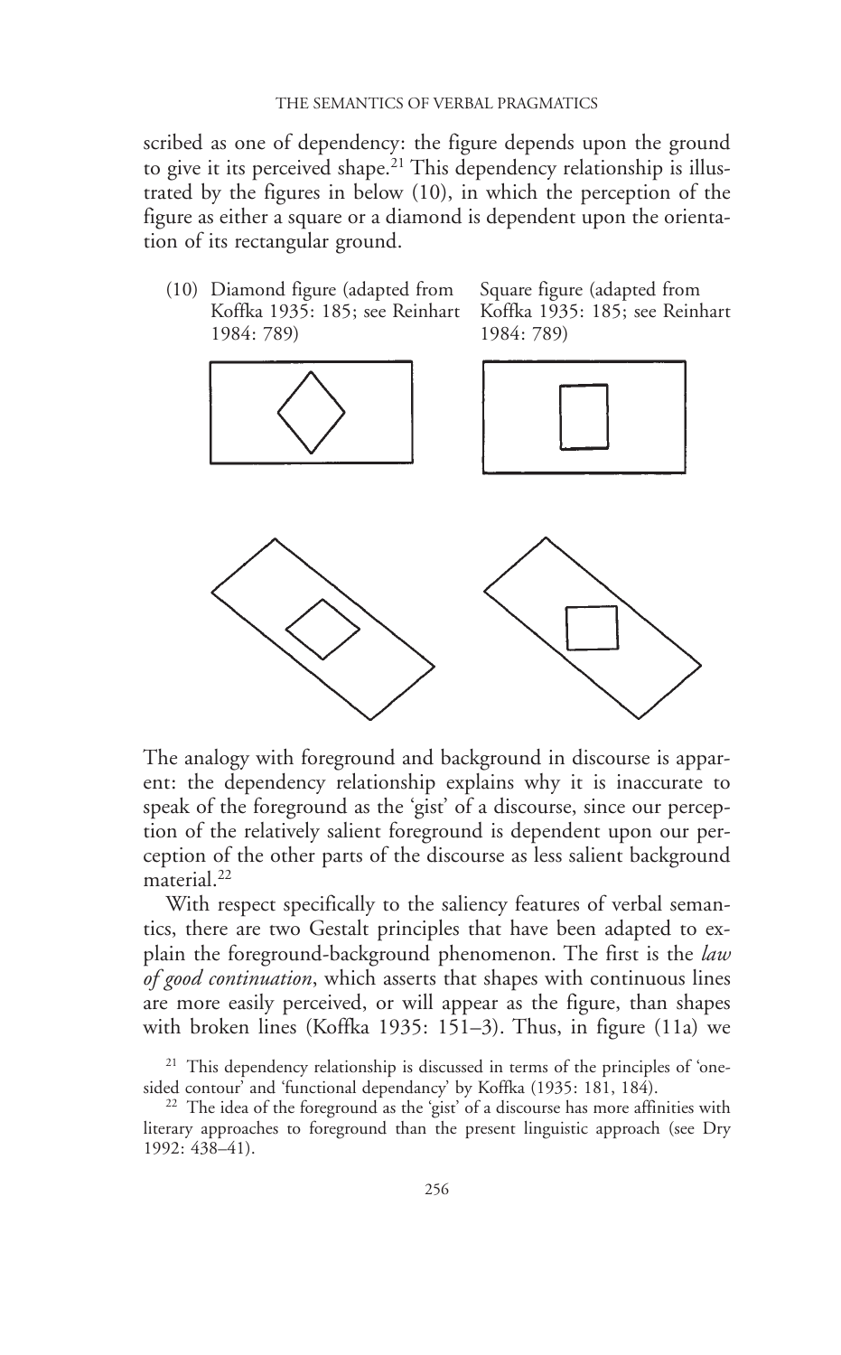scribed as one of dependency: the figure depends upon the ground to give it its perceived shape.[21] This dependency relationship is illustrated by the figures in below (10), in which the perception of the figure as either a square or a diamond is dependent upon the orientation of its rectangular ground.

(10) Diamond figure (adapted from Koffka 1935: 185; see Reinhart 1984: 789)   Square figure (adapted from Koffka 1935: 185; see Reinhart 1984: 789)

The analogy with foreground and background in discourse is apparent: the dependency relationship explains why it is inaccurate to speak of the foreground as the 'gist' of a discourse, since our perception of the relatively salient foreground is dependent upon our perception of the other parts of the discourse as less salient background material.[22]

With respect specifically to the saliency features of verbal semantics, there are two Gestalt principles that have been adapted to explain the foreground-background phenomenon. The first is the *law of good continuation*, which asserts that shapes with continuous lines are more easily perceived, or will appear as the figure, than shapes with broken lines (Koffka 1935: 151–3). Thus, in figure (11a) we

[21] This dependency relationship is discussed in terms of the principles of 'one-sided contour' and 'functional dependancy' by Koffka (1935: 181, 184).

[22] The idea of the foreground as the 'gist' of a discourse has more affinities with literary approaches to foreground than the present linguistic approach (see Dry 1992: 438–41).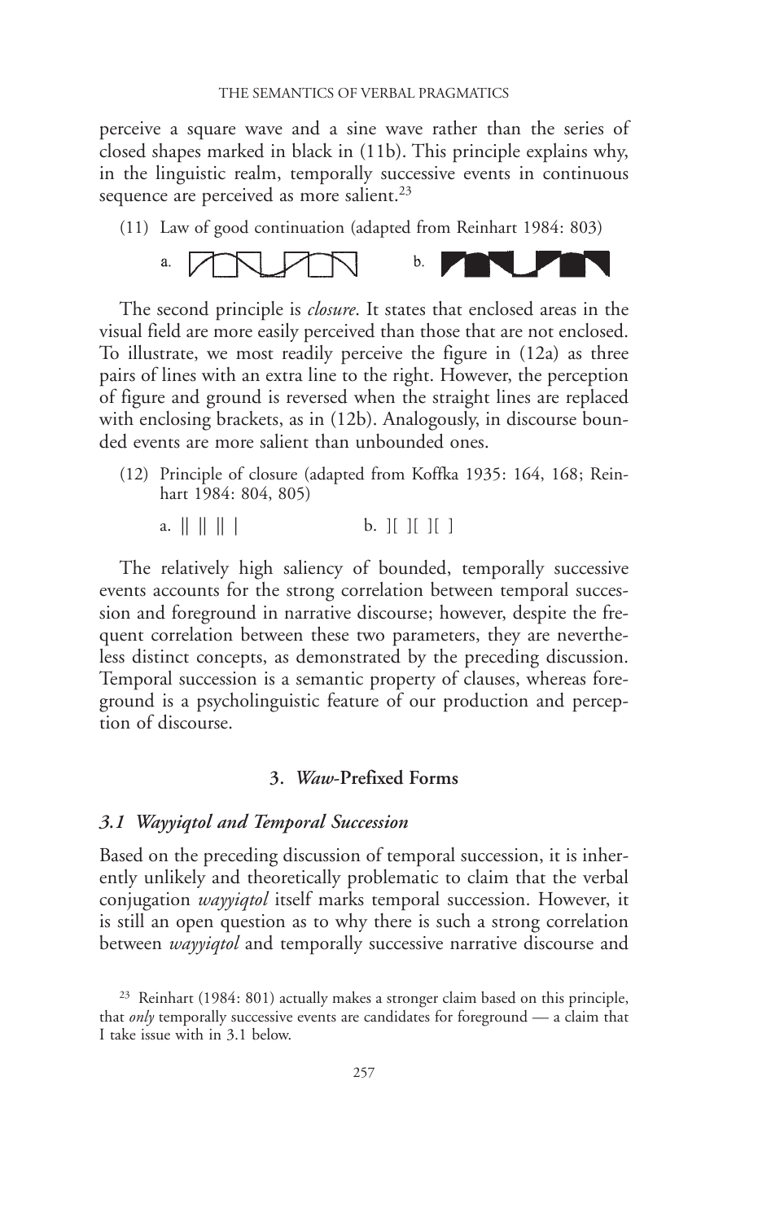perceive a square wave and a sine wave rather than the series of closed shapes marked in black in (11b). This principle explains why, in the linguistic realm, temporally successive events in continuous sequence are perceived as more salient.[23]

(11) Law of good continuation (adapted from Reinhart 1984: 803)

a. b.

The second principle is *closure*. It states that enclosed areas in the visual field are more easily perceived than those that are not enclosed. To illustrate, we most readily perceive the figure in (12a) as three pairs of lines with an extra line to the right. However, the perception of figure and ground is reversed when the straight lines are replaced with enclosing brackets, as in (12b). Analogously, in discourse bounded events are more salient than unbounded ones.

(12) Principle of closure (adapted from Koffka 1935: 164, 168; Reinhart 1984: 804, 805)

a. || || || | b. ][ ][ ][ ]

The relatively high saliency of bounded, temporally successive events accounts for the strong correlation between temporal succession and foreground in narrative discourse; however, despite the frequent correlation between these two parameters, they are nevertheless distinct concepts, as demonstrated by the preceding discussion. Temporal succession is a semantic property of clauses, whereas foreground is a psycholinguistic feature of our production and perception of discourse.

## 3. *Waw*-Prefixed Forms

### *3.1 Wayyiqtol and Temporal Succession*

Based on the preceding discussion of temporal succession, it is inherently unlikely and theoretically problematic to claim that the verbal conjugation *wayyiqtol* itself marks temporal succession. However, it is still an open question as to why there is such a strong correlation between *wayyiqtol* and temporally successive narrative discourse and

[23] Reinhart (1984: 801) actually makes a stronger claim based on this principle, that *only* temporally successive events are candidates for foreground — a claim that I take issue with in 3.1 below.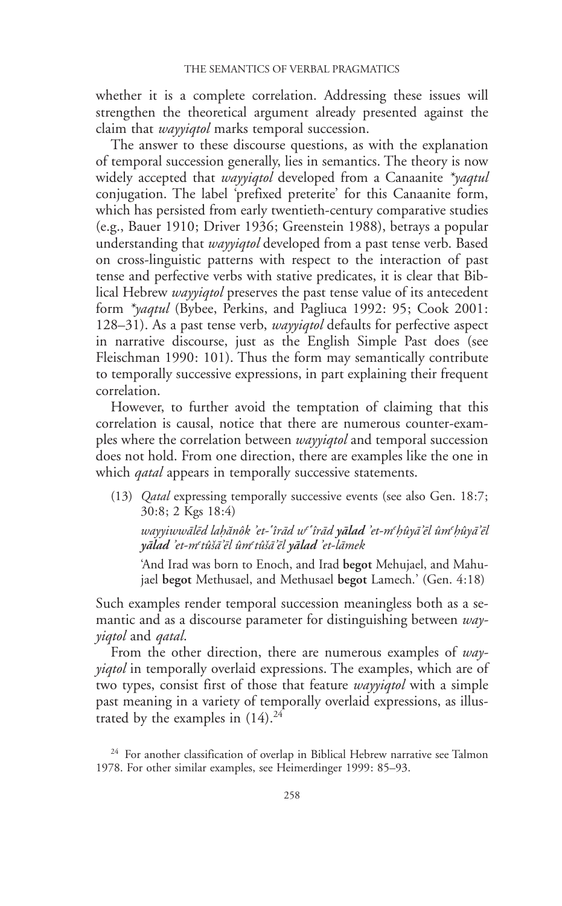whether it is a complete correlation. Addressing these issues will strengthen the theoretical argument already presented against the claim that *wayyiqtol* marks temporal succession.

The answer to these discourse questions, as with the explanation of temporal succession generally, lies in semantics. The theory is now widely accepted that *wayyiqtol* developed from a Canaanite *\*yaqtul* conjugation. The label 'prefixed preterite' for this Canaanite form, which has persisted from early twentieth-century comparative studies (e.g., Bauer 1910; Driver 1936; Greenstein 1988), betrays a popular understanding that *wayyiqtol* developed from a past tense verb. Based on cross-linguistic patterns with respect to the interaction of past tense and perfective verbs with stative predicates, it is clear that Biblical Hebrew *wayyiqtol* preserves the past tense value of its antecedent form *\*yaqtul* (Bybee, Perkins, and Pagliuca 1992: 95; Cook 2001: 128–31). As a past tense verb, *wayyiqtol* defaults for perfective aspect in narrative discourse, just as the English Simple Past does (see Fleischman 1990: 101). Thus the form may semantically contribute to temporally successive expressions, in part explaining their frequent correlation.

However, to further avoid the temptation of claiming that this correlation is causal, notice that there are numerous counter-examples where the correlation between *wayyiqtol* and temporal succession does not hold. From one direction, there are examples like the one in which *qatal* appears in temporally successive statements.

(13) *Qatal* expressing temporally successive events (see also Gen. 18:7; 30:8; 2 Kgs 18:4)

*wayyiwwālēd laḥănôk 'et-ʿîrād wᵉʿîrād* ***yālad*** *'et-mᵉḥûyā'ēl ûmᵉḥûyā'ēl* ***yālad*** *'et-mᵉtûšā'ēl ûmᵉtûšā'ēl* ***yālad*** *'et-lāmek*

'And Irad was born to Enoch, and Irad **begot** Mehujael, and Mahujael **begot** Methusael, and Methusael **begot** Lamech.' (Gen. 4:18)

Such examples render temporal succession meaningless both as a semantic and as a discourse parameter for distinguishing between *wayyiqtol* and *qatal*.

From the other direction, there are numerous examples of *wayyiqtol* in temporally overlaid expressions. The examples, which are of two types, consist first of those that feature *wayyiqtol* with a simple past meaning in a variety of temporally overlaid expressions, as illustrated by the examples in (14).[24]

[24] For another classification of overlap in Biblical Hebrew narrative see Talmon 1978. For other similar examples, see Heimerdinger 1999: 85–93.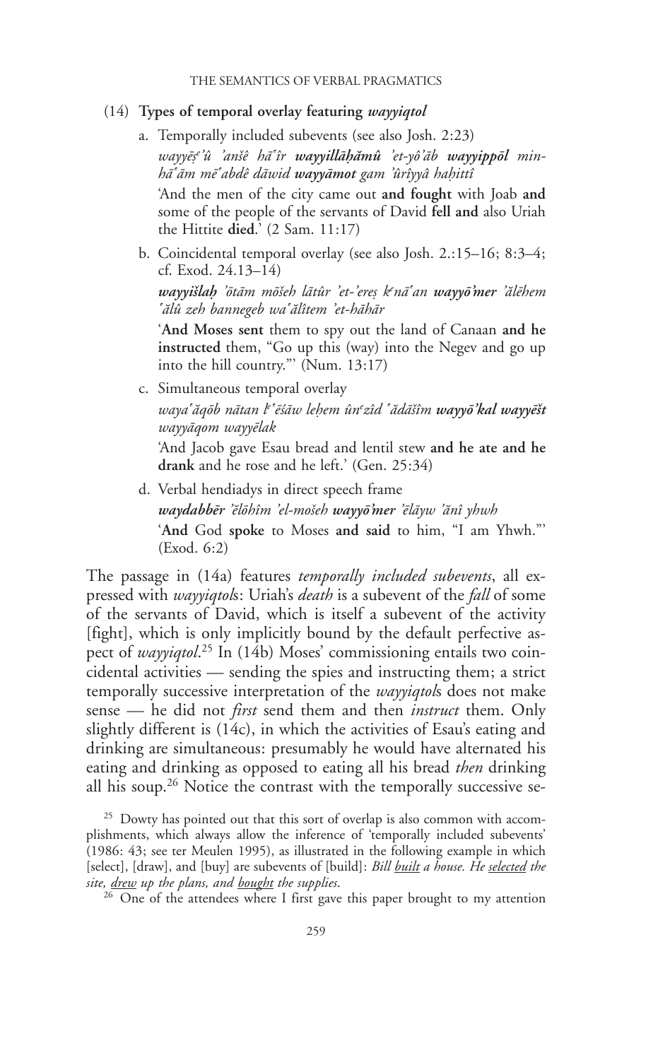(14) **Types of temporal overlay featuring *wayyiqtol***

a. Temporally included subevents (see also Josh. 2:23)

*wayyēṣᵉʾû ʾanšê hāʿîr **wayyillāḥămû** ʾet-yôʾāb **wayyippōl** min-hāʿām mēʿabdê dāwid **wayyāmot** gam ʾûrîyyâ haḥittî*

'And the men of the city came out **and fought** with Joab **and** some of the people of the servants of David **fell and** also Uriah the Hittite **died**.' (2 Sam. 11:17)

b. Coincidental temporal overlay (see also Josh. 2.:15–16; 8:3–4; cf. Exod. 24.13–14)

***wayyišlaḥ** ʾōtām mōšeh lātûr ʾet-ʾereṣ kᵉnāʿan **wayyōʾmer** ʾălēhem ʿălû zeh bannegeb waʿălîtem ʾet-hāhār*

'**And Moses sent** them to spy out the land of Canaan **and he instructed** them, "Go up this (way) into the Negev and go up into the hill country."' (Num. 13:17)

c. Simultaneous temporal overlay

*wayaʿăqōb nātan lᵉʿēśāw leḥem ûnᵉzîd ʿădāšîm **wayyōʾkal wayyēšt** wayyāqom wayyēlak*

'And Jacob gave Esau bread and lentil stew **and he ate and he drank** and he rose and he left.' (Gen. 25:34)

d. Verbal hendiadys in direct speech frame

***waydabbēr** ʾĕlōhîm ʾel-mošeh **wayyōʾmer** ʾēlāyw ʾănî yhwh*

'**And** God **spoke** to Moses **and said** to him, "I am Yhwh."' (Exod. 6:2)

The passage in (14a) features *temporally included subevents*, all expressed with *wayyiqtol*s: Uriah's *death* is a subevent of the *fall* of some of the servants of David, which is itself a subevent of the activity [fight], which is only implicitly bound by the default perfective aspect of *wayyiqtol*.[25] In (14b) Moses' commissioning entails two coincidental activities — sending the spies and instructing them; a strict temporally successive interpretation of the *wayyiqtol*s does not make sense — he did not *first* send them and then *instruct* them. Only slightly different is (14c), in which the activities of Esau's eating and drinking are simultaneous: presumably he would have alternated his eating and drinking as opposed to eating all his bread *then* drinking all his soup.[26] Notice the contrast with the temporally successive se-

[25] Dowty has pointed out that this sort of overlap is also common with accomplishments, which always allow the inference of 'temporally included subevents' (1986: 43; see ter Meulen 1995), as illustrated in the following example in which [select], [draw], and [buy] are subevents of [build]: *Bill <u>built</u> a house. He <u>selected</u> the site, <u>drew</u> up the plans, and <u>bought</u> the supplies.*

[26] One of the attendees where I first gave this paper brought to my attention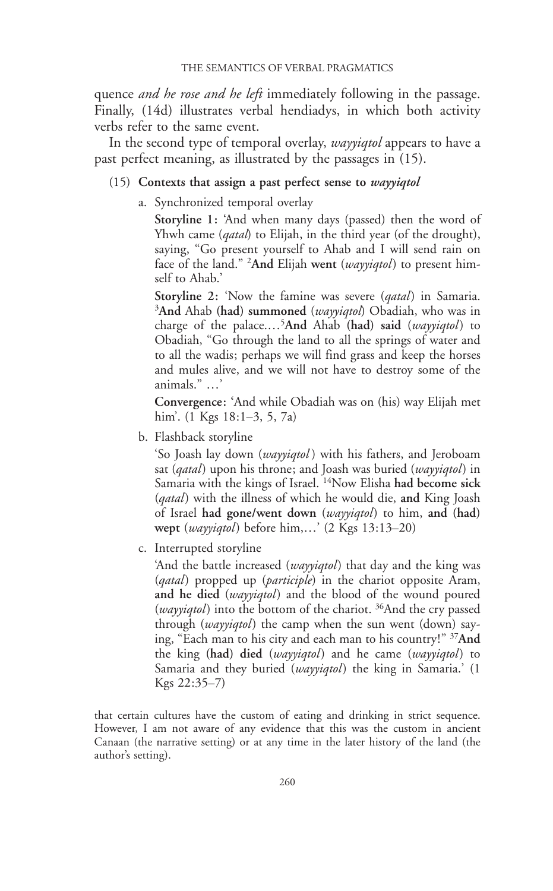quence *and he rose and he left* immediately following in the passage. Finally, (14d) illustrates verbal hendiadys, in which both activity verbs refer to the same event.

In the second type of temporal overlay, *wayyiqtol* appears to have a past perfect meaning, as illustrated by the passages in (15).

(15) **Contexts that assign a past perfect sense to *wayyiqtol***

a. Synchronized temporal overlay

**Storyline 1:** 'And when many days (passed) then the word of Yhwh came (*qatal*) to Elijah, in the third year (of the drought), saying, "Go present yourself to Ahab and I will send rain on face of the land." [2]**And** Elijah **went** (*wayyiqtol*) to present himself to Ahab.'

**Storyline 2:** 'Now the famine was severe (*qatal*) in Samaria. [3]**And** Ahab **(had) summoned** (*wayyiqtol*) Obadiah, who was in charge of the palace.…[5]**And** Ahab **(had) said** (*wayyiqtol*) to Obadiah, "Go through the land to all the springs of water and to all the wadis; perhaps we will find grass and keep the horses and mules alive, and we will not have to destroy some of the animals." …'

**Convergence:** 'And while Obadiah was on (his) way Elijah met him'. (1 Kgs 18:1–3, 5, 7a)

b. Flashback storyline

'So Joash lay down (*wayyiqtol*) with his fathers, and Jeroboam sat (*qatal*) upon his throne; and Joash was buried (*wayyiqtol*) in Samaria with the kings of Israel. [14]Now Elisha **had become sick** (*qatal*) with the illness of which he would die, **and** King Joash of Israel **had gone/went down** (*wayyiqtol*) to him, **and (had) wept** (*wayyiqtol*) before him,…' (2 Kgs 13:13–20)

c. Interrupted storyline

'And the battle increased (*wayyiqtol*) that day and the king was (*qatal*) propped up (*participle*) in the chariot opposite Aram, **and he died** (*wayyiqtol*) and the blood of the wound poured (*wayyiqtol*) into the bottom of the chariot. [36]And the cry passed through (*wayyiqtol*) the camp when the sun went (down) saying, "Each man to his city and each man to his country!" [37]**And** the king **(had) died** (*wayyiqtol*) and he came (*wayyiqtol*) to Samaria and they buried (*wayyiqtol*) the king in Samaria.' (1 Kgs 22:35–7)

that certain cultures have the custom of eating and drinking in strict sequence. However, I am not aware of any evidence that this was the custom in ancient Canaan (the narrative setting) or at any time in the later history of the land (the author's setting).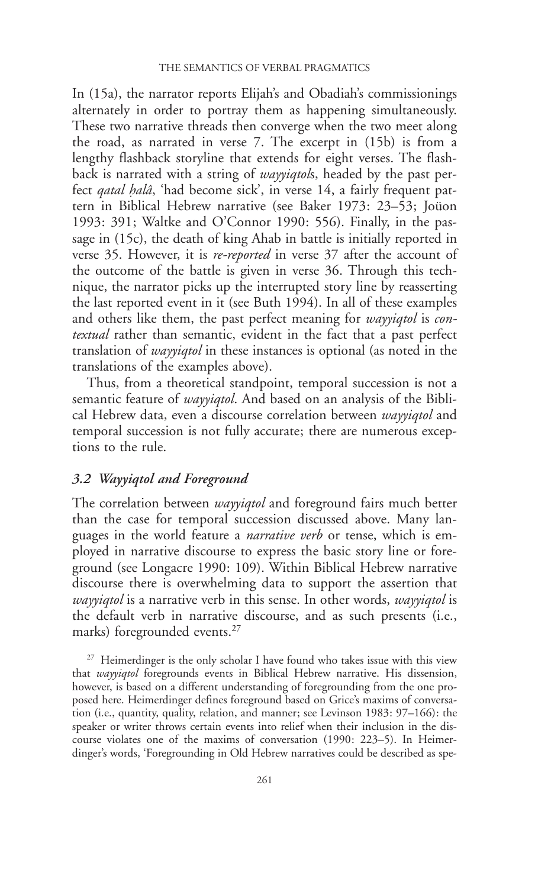In (15a), the narrator reports Elijah's and Obadiah's commissionings alternately in order to portray them as happening simultaneously. These two narrative threads then converge when the two meet along the road, as narrated in verse 7. The excerpt in (15b) is from a lengthy flashback storyline that extends for eight verses. The flashback is narrated with a string of *wayyiqtol*s, headed by the past perfect *qatal ḥalâ*, 'had become sick', in verse 14, a fairly frequent pattern in Biblical Hebrew narrative (see Baker 1973: 23–53; Joüon 1993: 391; Waltke and O'Connor 1990: 556). Finally, in the passage in (15c), the death of king Ahab in battle is initially reported in verse 35. However, it is *re-reported* in verse 37 after the account of the outcome of the battle is given in verse 36. Through this technique, the narrator picks up the interrupted story line by reasserting the last reported event in it (see Buth 1994). In all of these examples and others like them, the past perfect meaning for *wayyiqtol* is *contextual* rather than semantic, evident in the fact that a past perfect translation of *wayyiqtol* in these instances is optional (as noted in the translations of the examples above).

Thus, from a theoretical standpoint, temporal succession is not a semantic feature of *wayyiqtol*. And based on an analysis of the Biblical Hebrew data, even a discourse correlation between *wayyiqtol* and temporal succession is not fully accurate; there are numerous exceptions to the rule.

### *3.2 Wayyiqtol and Foreground*

The correlation between *wayyiqtol* and foreground fairs much better than the case for temporal succession discussed above. Many languages in the world feature a *narrative verb* or tense, which is employed in narrative discourse to express the basic story line or foreground (see Longacre 1990: 109). Within Biblical Hebrew narrative discourse there is overwhelming data to support the assertion that *wayyiqtol* is a narrative verb in this sense. In other words, *wayyiqtol* is the default verb in narrative discourse, and as such presents (i.e., marks) foregrounded events.[27]

[27] Heimerdinger is the only scholar I have found who takes issue with this view that *wayyiqtol* foregrounds events in Biblical Hebrew narrative. His dissension, however, is based on a different understanding of foregrounding from the one proposed here. Heimerdinger defines foreground based on Grice's maxims of conversation (i.e., quantity, quality, relation, and manner; see Levinson 1983: 97–166): the speaker or writer throws certain events into relief when their inclusion in the discourse violates one of the maxims of conversation (1990: 223–5). In Heimerdinger's words, 'Foregrounding in Old Hebrew narratives could be described as spe-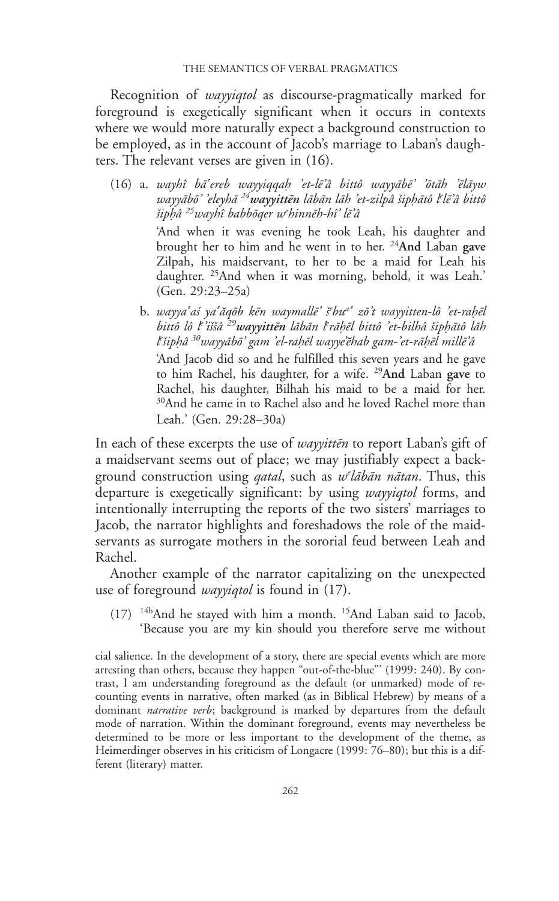Recognition of *wayyiqtol* as discourse-pragmatically marked for foreground is exegetically significant when it occurs in contexts where we would more naturally expect a background construction to be employed, as in the account of Jacob's marriage to Laban's daughters. The relevant verses are given in (16).

(16) a. *wayhî bāʿereb wayyiqqaḥ ʾet-lēʾâ bittô wayyābēʾ ʾōtāh ʾēlāyw wayyābōʾ ʾeleyhā* [24]***wayyittēn*** *lābān lāh ʾet-zilpâ šiphātô lᵉlēʾâ bittô šiphâ* [25]*wayhî babbōqer wᵉhinnēh-hîʾ lēʾâ*

'And when it was evening he took Leah, his daughter and brought her to him and he went in to her. [24]**And** Laban **gave** Zilpah, his maidservant, to her to be a maid for Leah his daughter. [25]And when it was morning, behold, it was Leah.' (Gen. 29:23–25a)

b. *wayyaʿaś yaʿăqōb kēn waymallēʾ šᵉbuaʿ zōʾt wayyitten-lô ʾet-raḥēl bittô lô lᵉʾiššâ* [29]***wayyittēn*** *lābān lᵉrāḥēl bittô ʾet-bilhâ šiphātô lāh lᵉšiphâ* [30]*wayyābōʾ gam ʾel-raḥēl wayyeʾĕhab gam-ʾet-rāḥēl millēʾâ*

'And Jacob did so and he fulfilled this seven years and he gave to him Rachel, his daughter, for a wife. [29]**And** Laban **gave** to Rachel, his daughter, Bilhah his maid to be a maid for her. [30]And he came in to Rachel also and he loved Rachel more than Leah.' (Gen. 29:28–30a)

In each of these excerpts the use of *wayyittēn* to report Laban's gift of a maidservant seems out of place; we may justifiably expect a background construction using *qatal*, such as *wᵉlābān nātan*. Thus, this departure is exegetically significant: by using *wayyiqtol* forms, and intentionally interrupting the reports of the two sisters' marriages to Jacob, the narrator highlights and foreshadows the role of the maidservants as surrogate mothers in the sororial feud between Leah and Rachel.

Another example of the narrator capitalizing on the unexpected use of foreground *wayyiqtol* is found in (17).

(17) [14b]And he stayed with him a month. [15]And Laban said to Jacob, 'Because you are my kin should you therefore serve me without

cial salience. In the development of a story, there are special events which are more arresting than others, because they happen "out-of-the-blue"' (1999: 240). By contrast, I am understanding foreground as the default (or unmarked) mode of recounting events in narrative, often marked (as in Biblical Hebrew) by means of a dominant *narrative verb*; background is marked by departures from the default mode of narration. Within the dominant foreground, events may nevertheless be determined to be more or less important to the development of the theme, as Heimerdinger observes in his criticism of Longacre (1999: 76–80); but this is a different (literary) matter.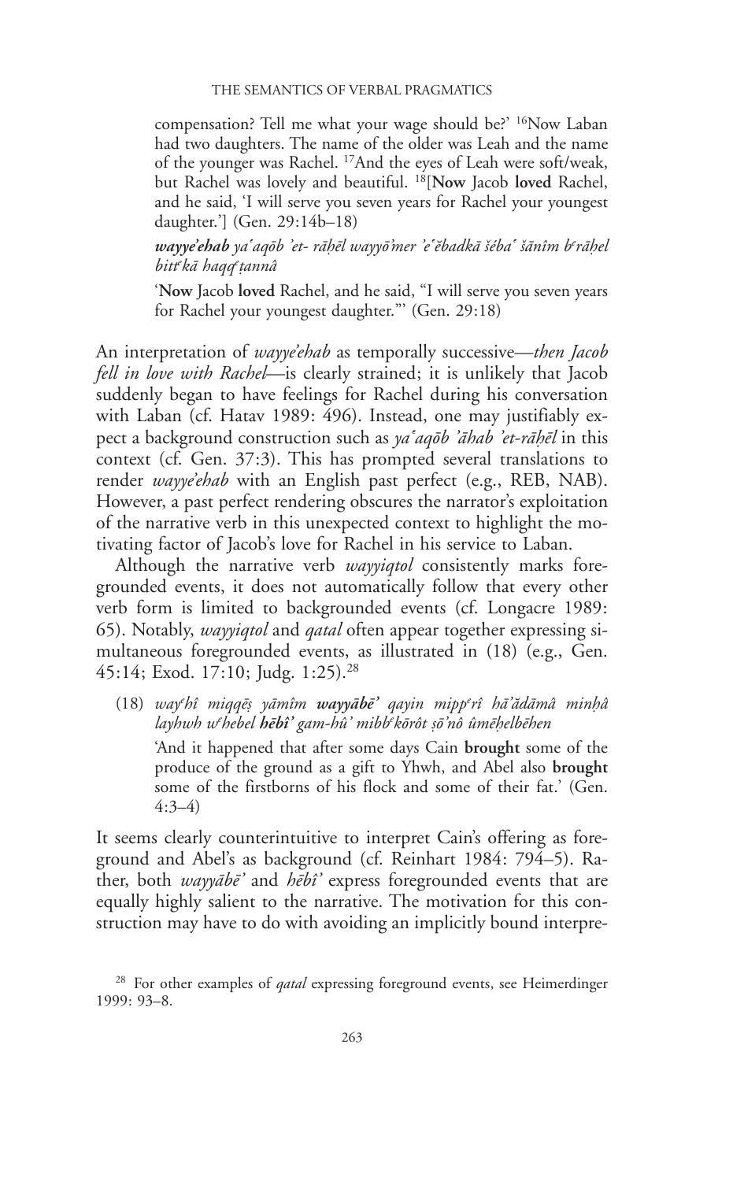compensation? Tell me what your wage should be?' [16]Now Laban had two daughters. The name of the older was Leah and the name of the younger was Rachel. [17]And the eyes of Leah were soft/weak, but Rachel was lovely and beautiful. [18][**Now** Jacob **loved** Rachel, and he said, 'I will serve you seven years for Rachel your youngest daughter.'] (Gen. 29:14b–18)

> ***wayye'ehab** yaʿaqōb 'et- rāḥēl wayyō'mer 'eʿĕbadkā šébaʿ šānîm bᵉrāḥel bittᵉkā haqqᵉṭannâ*
>
> '**Now** Jacob **loved** Rachel, and he said, "I will serve you seven years for Rachel your youngest daughter."' (Gen. 29:18)

An interpretation of *wayye'ehab* as temporally successive—*then Jacob fell in love with Rachel*—is clearly strained; it is unlikely that Jacob suddenly began to have feelings for Rachel during his conversation with Laban (cf. Hatav 1989: 496). Instead, one may justifiably expect a background construction such as *yaʿaqōb 'āhab 'et-rāḥēl* in this context (cf. Gen. 37:3). This has prompted several translations to render *wayye'ehab* with an English past perfect (e.g., REB, NAB). However, a past perfect rendering obscures the narrator's exploitation of the narrative verb in this unexpected context to highlight the motivating factor of Jacob's love for Rachel in his service to Laban.

Although the narrative verb *wayyiqtol* consistently marks foregrounded events, it does not automatically follow that every other verb form is limited to backgrounded events (cf. Longacre 1989: 65). Notably, *wayyiqtol* and *qatal* often appear together expressing simultaneous foregrounded events, as illustrated in (18) (e.g., Gen. 45:14; Exod. 17:10; Judg. 1:25).[28]

> (18) *wayᵉhî miqqēṣ yāmîm **wayyābē'** qayin mippᵉrî hā'ădāmâ minḥâ layhwh wᵉhebel **hēbî'** gam-hû' mibbᵉkōrôt ṣō'nô ûmēḥelbēhen*
>
> 'And it happened that after some days Cain **brought** some of the produce of the ground as a gift to Yhwh, and Abel also **brought** some of the firstborns of his flock and some of their fat.' (Gen. 4:3–4)

It seems clearly counterintuitive to interpret Cain's offering as foreground and Abel's as background (cf. Reinhart 1984: 794–5). Rather, both *wayyābē'* and *hēbî'* express foregrounded events that are equally highly salient to the narrative. The motivation for this construction may have to do with avoiding an implicitly bound interpre-

[28] For other examples of *qatal* expressing foreground events, see Heimerdinger 1999: 93–8.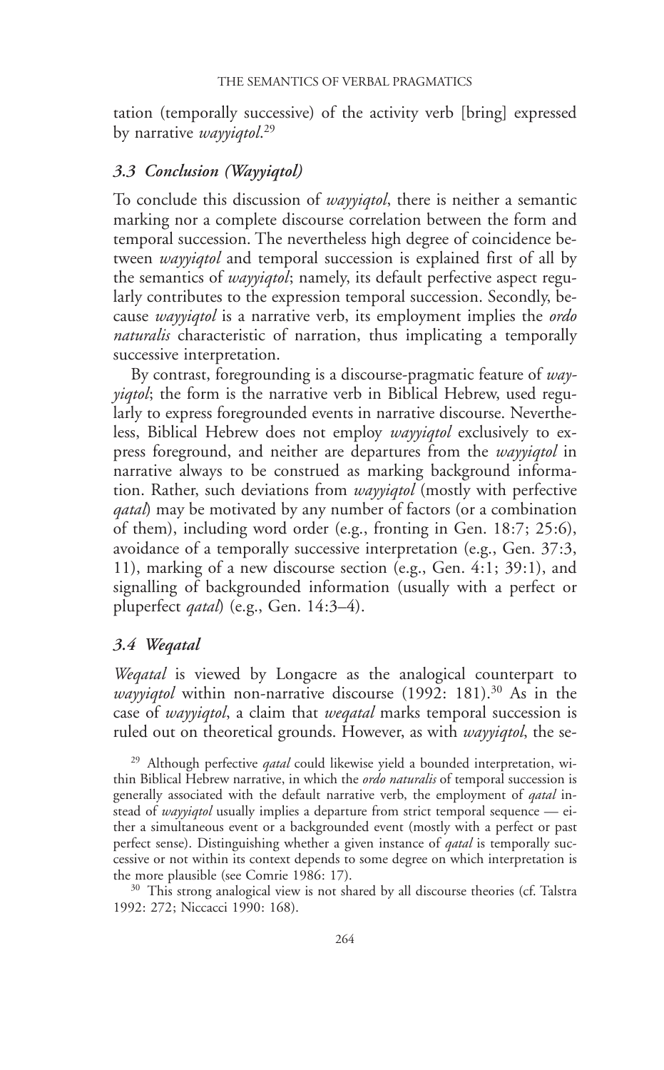tation (temporally successive) of the activity verb [bring] expressed by narrative *wayyiqtol*.[29]

### *3.3 Conclusion (Wayyiqtol)*

To conclude this discussion of *wayyiqtol*, there is neither a semantic marking nor a complete discourse correlation between the form and temporal succession. The nevertheless high degree of coincidence between *wayyiqtol* and temporal succession is explained first of all by the semantics of *wayyiqtol*; namely, its default perfective aspect regularly contributes to the expression temporal succession. Secondly, because *wayyiqtol* is a narrative verb, its employment implies the *ordo naturalis* characteristic of narration, thus implicating a temporally successive interpretation.

By contrast, foregrounding is a discourse-pragmatic feature of *wayyiqtol*; the form is the narrative verb in Biblical Hebrew, used regularly to express foregrounded events in narrative discourse. Nevertheless, Biblical Hebrew does not employ *wayyiqtol* exclusively to express foreground, and neither are departures from the *wayyiqtol* in narrative always to be construed as marking background information. Rather, such deviations from *wayyiqtol* (mostly with perfective *qatal*) may be motivated by any number of factors (or a combination of them), including word order (e.g., fronting in Gen. 18:7; 25:6), avoidance of a temporally successive interpretation (e.g., Gen. 37:3, 11), marking of a new discourse section (e.g., Gen. 4:1; 39:1), and signalling of backgrounded information (usually with a perfect or pluperfect *qatal*) (e.g., Gen. 14:3–4).

### *3.4 Weqatal*

*Weqatal* is viewed by Longacre as the analogical counterpart to *wayyiqtol* within non-narrative discourse (1992: 181).[30] As in the case of *wayyiqtol*, a claim that *weqatal* marks temporal succession is ruled out on theoretical grounds. However, as with *wayyiqtol*, the se-

---

[29] Although perfective *qatal* could likewise yield a bounded interpretation, within Biblical Hebrew narrative, in which the *ordo naturalis* of temporal succession is generally associated with the default narrative verb, the employment of *qatal* instead of *wayyiqtol* usually implies a departure from strict temporal sequence — either a simultaneous event or a backgrounded event (mostly with a perfect or past perfect sense). Distinguishing whether a given instance of *qatal* is temporally successive or not within its context depends to some degree on which interpretation is the more plausible (see Comrie 1986: 17).

[30] This strong analogical view is not shared by all discourse theories (cf. Talstra 1992: 272; Niccacci 1990: 168).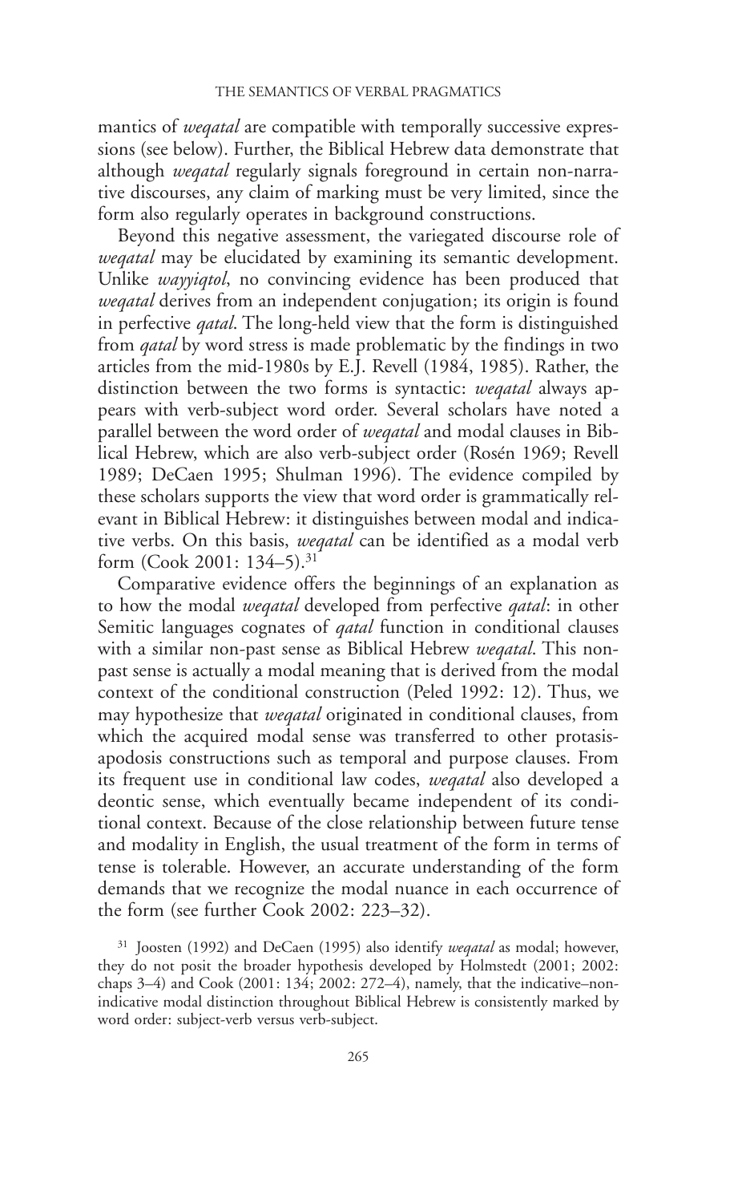mantics of *weqatal* are compatible with temporally successive expressions (see below). Further, the Biblical Hebrew data demonstrate that although *weqatal* regularly signals foreground in certain non-narrative discourses, any claim of marking must be very limited, since the form also regularly operates in background constructions.

Beyond this negative assessment, the variegated discourse role of *weqatal* may be elucidated by examining its semantic development. Unlike *wayyiqtol*, no convincing evidence has been produced that *weqatal* derives from an independent conjugation; its origin is found in perfective *qatal*. The long-held view that the form is distinguished from *qatal* by word stress is made problematic by the findings in two articles from the mid-1980s by E.J. Revell (1984, 1985). Rather, the distinction between the two forms is syntactic: *weqatal* always appears with verb-subject word order. Several scholars have noted a parallel between the word order of *weqatal* and modal clauses in Biblical Hebrew, which are also verb-subject order (Rosén 1969; Revell 1989; DeCaen 1995; Shulman 1996). The evidence compiled by these scholars supports the view that word order is grammatically relevant in Biblical Hebrew: it distinguishes between modal and indicative verbs. On this basis, *weqatal* can be identified as a modal verb form (Cook 2001: 134–5).[31]

Comparative evidence offers the beginnings of an explanation as to how the modal *weqatal* developed from perfective *qatal*: in other Semitic languages cognates of *qatal* function in conditional clauses with a similar non-past sense as Biblical Hebrew *weqatal*. This non-past sense is actually a modal meaning that is derived from the modal context of the conditional construction (Peled 1992: 12). Thus, we may hypothesize that *weqatal* originated in conditional clauses, from which the acquired modal sense was transferred to other protasis-apodosis constructions such as temporal and purpose clauses. From its frequent use in conditional law codes, *weqatal* also developed a deontic sense, which eventually became independent of its conditional context. Because of the close relationship between future tense and modality in English, the usual treatment of the form in terms of tense is tolerable. However, an accurate understanding of the form demands that we recognize the modal nuance in each occurrence of the form (see further Cook 2002: 223–32).

[31] Joosten (1992) and DeCaen (1995) also identify *weqatal* as modal; however, they do not posit the broader hypothesis developed by Holmstedt (2001; 2002: chaps 3–4) and Cook (2001: 134; 2002: 272–4), namely, that the indicative–non-indicative modal distinction throughout Biblical Hebrew is consistently marked by word order: subject-verb versus verb-subject.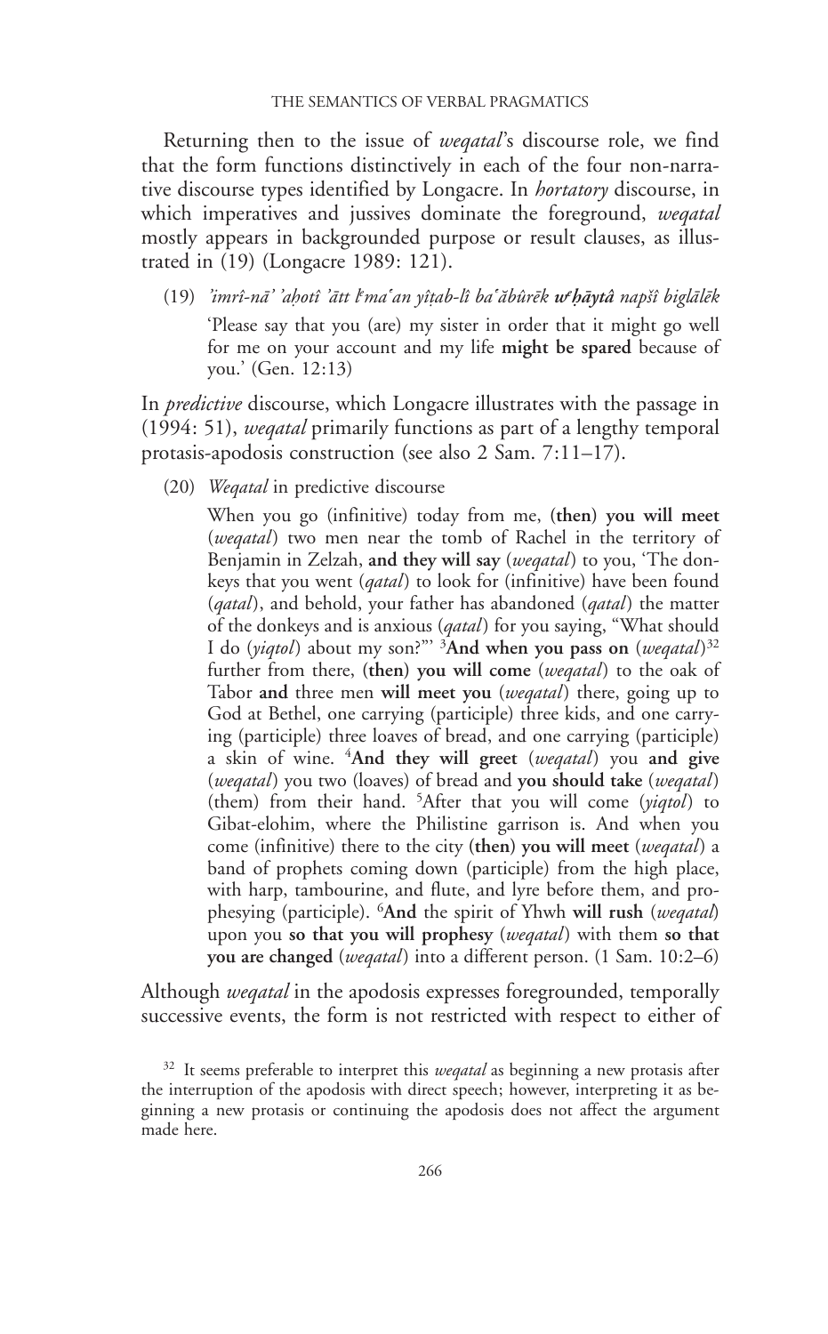Returning then to the issue of *weqatal*'s discourse role, we find that the form functions distinctively in each of the four non-narrative discourse types identified by Longacre. In *hortatory* discourse, in which imperatives and jussives dominate the foreground, *weqatal* mostly appears in backgrounded purpose or result clauses, as illustrated in (19) (Longacre 1989: 121).

(19) *ʾimrî-nāʾ ʾaḥotî ʾātt lᵉmaʿan yîṭab-lî baʿăbûrēk* ***wᵉḥāytâ*** *napšî biglālēk*

'Please say that you (are) my sister in order that it might go well for me on your account and my life **might be spared** because of you.' (Gen. 12:13)

In *predictive* discourse, which Longacre illustrates with the passage in (1994: 51), *weqatal* primarily functions as part of a lengthy temporal protasis-apodosis construction (see also 2 Sam. 7:11–17).

(20) *Weqatal* in predictive discourse

When you go (infinitive) today from me, **(then) you will meet** (*weqatal*) two men near the tomb of Rachel in the territory of Benjamin in Zelzah, **and they will say** (*weqatal*) to you, 'The donkeys that you went (*qatal*) to look for (infinitive) have been found (*qatal*), and behold, your father has abandoned (*qatal*) the matter of the donkeys and is anxious (*qatal*) for you saying, "What should I do (*yiqtol*) about my son?"' [3]**And when you pass on** (*weqatal*)[32] further from there, **(then) you will come** (*weqatal*) to the oak of Tabor **and** three men **will meet you** (*weqatal*) there, going up to God at Bethel, one carrying (participle) three kids, and one carrying (participle) three loaves of bread, and one carrying (participle) a skin of wine. [4]**And they will greet** (*weqatal*) you **and give** (*weqatal*) you two (loaves) of bread and **you should take** (*weqatal*) (them) from their hand. [5]After that you will come (*yiqtol*) to Gibat-elohim, where the Philistine garrison is. And when you come (infinitive) there to the city **(then) you will meet** (*weqatal*) a band of prophets coming down (participle) from the high place, with harp, tambourine, and flute, and lyre before them, and prophesying (participle). [6]**And** the spirit of Yhwh **will rush** (*weqatal*) upon you **so that you will prophesy** (*weqatal*) with them **so that you are changed** (*weqatal*) into a different person. (1 Sam. 10:2–6)

Although *weqatal* in the apodosis expresses foregrounded, temporally successive events, the form is not restricted with respect to either of

[32] It seems preferable to interpret this *weqatal* as beginning a new protasis after the interruption of the apodosis with direct speech; however, interpreting it as beginning a new protasis or continuing the apodosis does not affect the argument made here.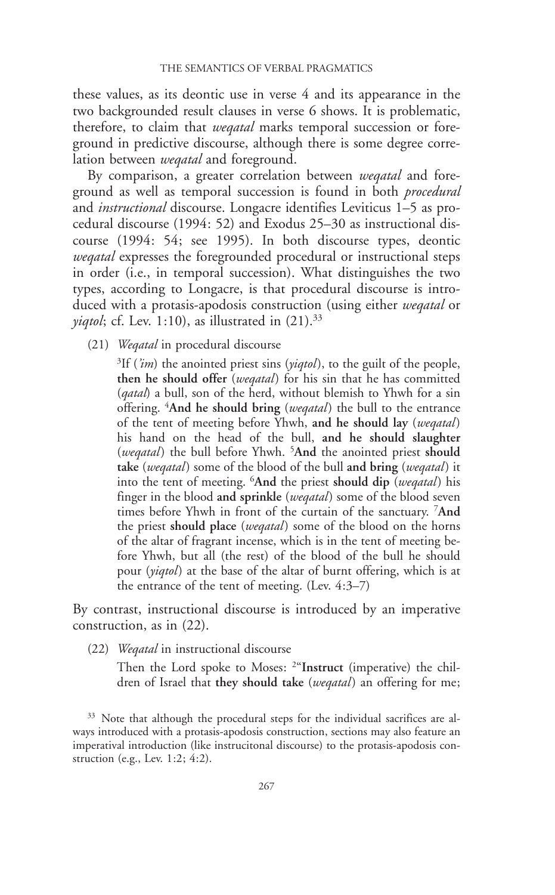these values, as its deontic use in verse 4 and its appearance in the two backgrounded result clauses in verse 6 shows. It is problematic, therefore, to claim that *weqatal* marks temporal succession or foreground in predictive discourse, although there is some degree correlation between *weqatal* and foreground.

By comparison, a greater correlation between *weqatal* and foreground as well as temporal succession is found in both *procedural* and *instructional* discourse. Longacre identifies Leviticus 1–5 as procedural discourse (1994: 52) and Exodus 25–30 as instructional discourse (1994: 54; see 1995). In both discourse types, deontic *weqatal* expresses the foregrounded procedural or instructional steps in order (i.e., in temporal succession). What distinguishes the two types, according to Longacre, is that procedural discourse is introduced with a protasis-apodosis construction (using either *weqatal* or *yiqtol*; cf. Lev. 1:10), as illustrated in (21).[33]

(21) *Weqatal* in procedural discourse

> [3]If (*'im*) the anointed priest sins (*yiqtol*), to the guilt of the people, **then he should offer** (*weqatal*) for his sin that he has committed (*qatal*) a bull, son of the herd, without blemish to Yhwh for a sin offering. [4]**And he should bring** (*weqatal*) the bull to the entrance of the tent of meeting before Yhwh, **and he should lay** (*weqatal*) his hand on the head of the bull, **and he should slaughter** (*weqatal*) the bull before Yhwh. [5]**And** the anointed priest **should take** (*weqatal*) some of the blood of the bull **and bring** (*weqatal*) it into the tent of meeting. [6]**And** the priest **should dip** (*weqatal*) his finger in the blood **and sprinkle** (*weqatal*) some of the blood seven times before Yhwh in front of the curtain of the sanctuary. [7]**And** the priest **should place** (*weqatal*) some of the blood on the horns of the altar of fragrant incense, which is in the tent of meeting before Yhwh, but all (the rest) of the blood of the bull he should pour (*yiqtol*) at the base of the altar of burnt offering, which is at the entrance of the tent of meeting. (Lev. 4:3–7)

By contrast, instructional discourse is introduced by an imperative construction, as in (22).

(22) *Weqatal* in instructional discourse

> Then the Lord spoke to Moses: [2]"**Instruct** (imperative) the children of Israel that **they should take** (*weqatal*) an offering for me;

[33] Note that although the procedural steps for the individual sacrifices are always introduced with a protasis-apodosis construction, sections may also feature an imperatival introduction (like instrucitonal discourse) to the protasis-apodosis construction (e.g., Lev. 1:2; 4:2).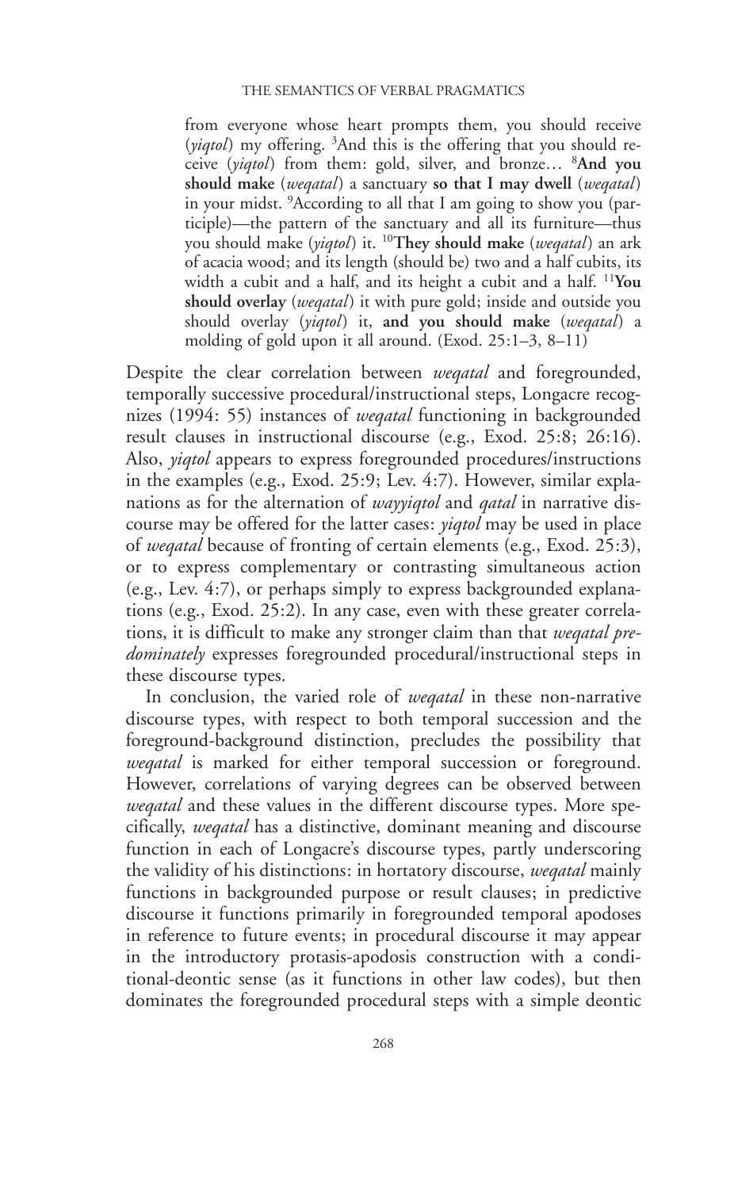> from everyone whose heart prompts them, you should receive (*yiqtol*) my offering. [3]And this is the offering that you should receive (*yiqtol*) from them: gold, silver, and bronze… [8]**And you should make** (*weqatal*) a sanctuary **so that I may dwell** (*weqatal*) in your midst. [9]According to all that I am going to show you (participle)—the pattern of the sanctuary and all its furniture—thus you should make (*yiqtol*) it. [10]**They should make** (*weqatal*) an ark of acacia wood; and its length (should be) two and a half cubits, its width a cubit and a half, and its height a cubit and a half. [11]**You should overlay** (*weqatal*) it with pure gold; inside and outside you should overlay (*yiqtol*) it, **and you should make** (*weqatal*) a molding of gold upon it all around. (Exod. 25:1–3, 8–11)

Despite the clear correlation between *weqatal* and foregrounded, temporally successive procedural/instructional steps, Longacre recognizes (1994: 55) instances of *weqatal* functioning in backgrounded result clauses in instructional discourse (e.g., Exod. 25:8; 26:16). Also, *yiqtol* appears to express foregrounded procedures/instructions in the examples (e.g., Exod. 25:9; Lev. 4:7). However, similar explanations as for the alternation of *wayyiqtol* and *qatal* in narrative discourse may be offered for the latter cases: *yiqtol* may be used in place of *weqatal* because of fronting of certain elements (e.g., Exod. 25:3), or to express complementary or contrasting simultaneous action (e.g., Lev. 4:7), or perhaps simply to express backgrounded explanations (e.g., Exod. 25:2). In any case, even with these greater correlations, it is difficult to make any stronger claim than that *weqatal predominately* expresses foregrounded procedural/instructional steps in these discourse types.

In conclusion, the varied role of *weqatal* in these non-narrative discourse types, with respect to both temporal succession and the foreground-background distinction, precludes the possibility that *weqatal* is marked for either temporal succession or foreground. However, correlations of varying degrees can be observed between *weqatal* and these values in the different discourse types. More specifically, *weqatal* has a distinctive, dominant meaning and discourse function in each of Longacre's discourse types, partly underscoring the validity of his distinctions: in hortatory discourse, *weqatal* mainly functions in backgrounded purpose or result clauses; in predictive discourse it functions primarily in foregrounded temporal apodoses in reference to future events; in procedural discourse it may appear in the introductory protasis-apodosis construction with a conditional-deontic sense (as it functions in other law codes), but then dominates the foregrounded procedural steps with a simple deontic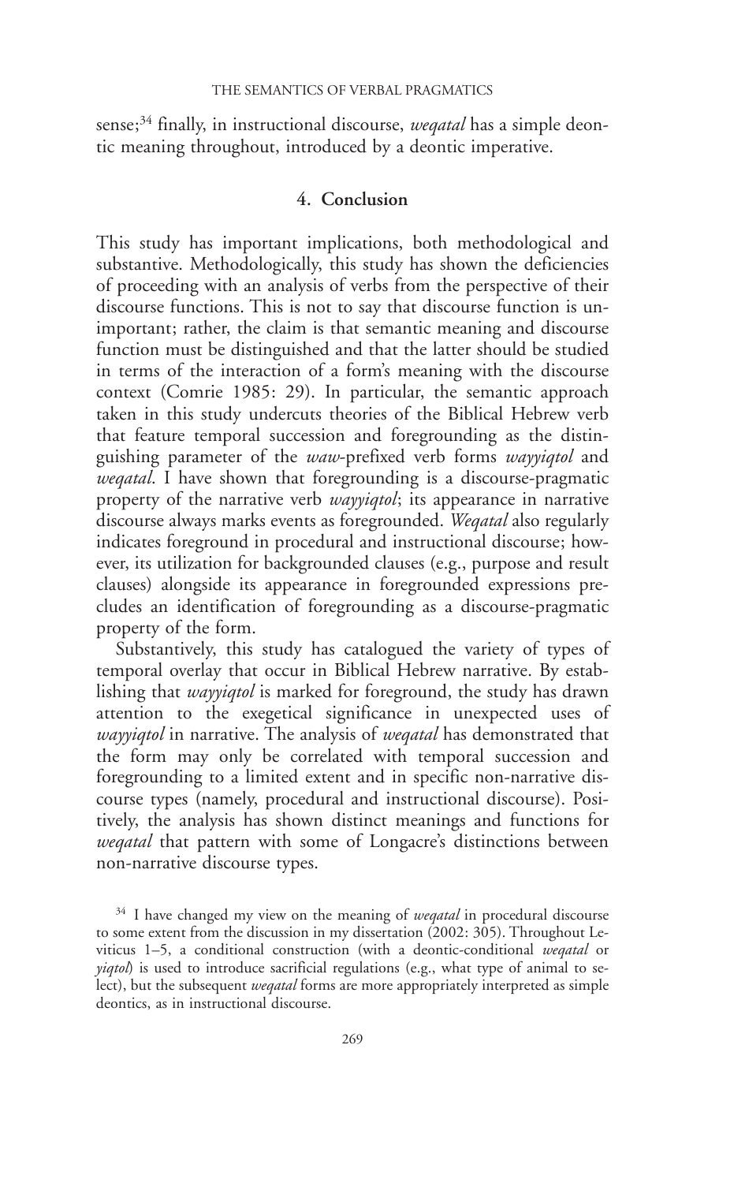sense;[34] finally, in instructional discourse, *weqatal* has a simple deontic meaning throughout, introduced by a deontic imperative.

## 4. Conclusion

This study has important implications, both methodological and substantive. Methodologically, this study has shown the deficiencies of proceeding with an analysis of verbs from the perspective of their discourse functions. This is not to say that discourse function is unimportant; rather, the claim is that semantic meaning and discourse function must be distinguished and that the latter should be studied in terms of the interaction of a form's meaning with the discourse context (Comrie 1985: 29). In particular, the semantic approach taken in this study undercuts theories of the Biblical Hebrew verb that feature temporal succession and foregrounding as the distinguishing parameter of the *waw*-prefixed verb forms *wayyiqtol* and *weqatal*. I have shown that foregrounding is a discourse-pragmatic property of the narrative verb *wayyiqtol*; its appearance in narrative discourse always marks events as foregrounded. *Weqatal* also regularly indicates foreground in procedural and instructional discourse; however, its utilization for backgrounded clauses (e.g., purpose and result clauses) alongside its appearance in foregrounded expressions precludes an identification of foregrounding as a discourse-pragmatic property of the form.

Substantively, this study has catalogued the variety of types of temporal overlay that occur in Biblical Hebrew narrative. By establishing that *wayyiqtol* is marked for foreground, the study has drawn attention to the exegetical significance in unexpected uses of *wayyiqtol* in narrative. The analysis of *weqatal* has demonstrated that the form may only be correlated with temporal succession and foregrounding to a limited extent and in specific non-narrative discourse types (namely, procedural and instructional discourse). Positively, the analysis has shown distinct meanings and functions for *weqatal* that pattern with some of Longacre's distinctions between non-narrative discourse types.

[34] I have changed my view on the meaning of *weqatal* in procedural discourse to some extent from the discussion in my dissertation (2002: 305). Throughout Leviticus 1–5, a conditional construction (with a deontic-conditional *weqatal* or *yiqtol*) is used to introduce sacrificial regulations (e.g., what type of animal to select), but the subsequent *weqatal* forms are more appropriately interpreted as simple deontics, as in instructional discourse.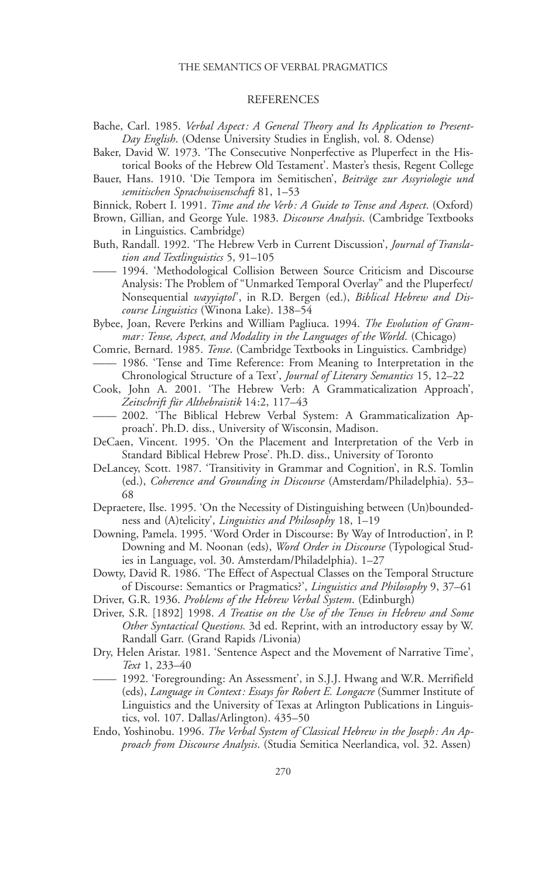## REFERENCES

Bache, Carl. 1985. *Verbal Aspect: A General Theory and Its Application to Present-Day English*. (Odense University Studies in English, vol. 8. Odense)

Baker, David W. 1973. 'The Consecutive Nonperfective as Pluperfect in the Historical Books of the Hebrew Old Testament'. Master's thesis, Regent College

Bauer, Hans. 1910. 'Die Tempora im Semitischen', *Beiträge zur Assyriologie und semitischen Sprachwissenschaft* 81, 1–53

Binnick, Robert I. 1991. *Time and the Verb: A Guide to Tense and Aspect*. (Oxford)

Brown, Gillian, and George Yule. 1983. *Discourse Analysis*. (Cambridge Textbooks in Linguistics. Cambridge)

Buth, Randall. 1992. 'The Hebrew Verb in Current Discussion', *Journal of Translation and Textlinguistics* 5, 91–105

—— 1994. 'Methodological Collision Between Source Criticism and Discourse Analysis: The Problem of "Unmarked Temporal Overlay" and the Pluperfect/Nonsequential *wayyiqtol*', in R.D. Bergen (ed.), *Biblical Hebrew and Discourse Linguistics* (Winona Lake). 138–54

Bybee, Joan, Revere Perkins and William Pagliuca. 1994. *The Evolution of Grammar: Tense, Aspect, and Modality in the Languages of the World*. (Chicago)

Comrie, Bernard. 1985. *Tense*. (Cambridge Textbooks in Linguistics. Cambridge)

—— 1986. 'Tense and Time Reference: From Meaning to Interpretation in the Chronological Structure of a Text', *Journal of Literary Semantics* 15, 12–22

Cook, John A. 2001. 'The Hebrew Verb: A Grammaticalization Approach', *Zeitschrift für Althebraistik* 14:2, 117–43

—— 2002. 'The Biblical Hebrew Verbal System: A Grammaticalization Approach'. Ph.D. diss., University of Wisconsin, Madison.

DeCaen, Vincent. 1995. 'On the Placement and Interpretation of the Verb in Standard Biblical Hebrew Prose'. Ph.D. diss., University of Toronto

DeLancey, Scott. 1987. 'Transitivity in Grammar and Cognition', in R.S. Tomlin (ed.), *Coherence and Grounding in Discourse* (Amsterdam/Philadelphia). 53–68

Depraetere, Ilse. 1995. 'On the Necessity of Distinguishing between (Un)boundedness and (A)telicity', *Linguistics and Philosophy* 18, 1–19

Downing, Pamela. 1995. 'Word Order in Discourse: By Way of Introduction', in P. Downing and M. Noonan (eds), *Word Order in Discourse* (Typological Studies in Language, vol. 30. Amsterdam/Philadelphia). 1–27

Dowty, David R. 1986. 'The Effect of Aspectual Classes on the Temporal Structure of Discourse: Semantics or Pragmatics?', *Linguistics and Philosophy* 9, 37–61

Driver, G.R. 1936. *Problems of the Hebrew Verbal System*. (Edinburgh)

Driver, S.R. [1892] 1998. *A Treatise on the Use of the Tenses in Hebrew and Some Other Syntactical Questions.* 3d ed. Reprint, with an introductory essay by W. Randall Garr. (Grand Rapids /Livonia)

Dry, Helen Aristar. 1981. 'Sentence Aspect and the Movement of Narrative Time', *Text* 1, 233–40

—— 1992. 'Foregrounding: An Assessment', in S.J.J. Hwang and W.R. Merrifield (eds), *Language in Context: Essays for Robert E. Longacre* (Summer Institute of Linguistics and the University of Texas at Arlington Publications in Linguistics, vol. 107. Dallas/Arlington). 435–50

Endo, Yoshinobu. 1996. *The Verbal System of Classical Hebrew in the Joseph: An Approach from Discourse Analysis*. (Studia Semitica Neerlandica, vol. 32. Assen)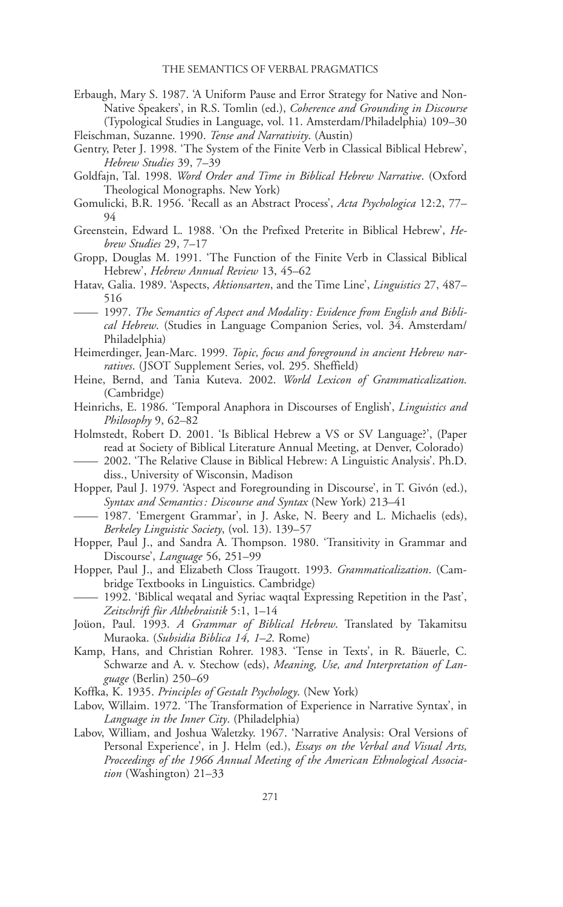Erbaugh, Mary S. 1987. 'A Uniform Pause and Error Strategy for Native and Non-Native Speakers', in R.S. Tomlin (ed.), *Coherence and Grounding in Discourse* (Typological Studies in Language, vol. 11. Amsterdam/Philadelphia) 109–30

Fleischman, Suzanne. 1990. *Tense and Narrativity*. (Austin)

Gentry, Peter J. 1998. 'The System of the Finite Verb in Classical Biblical Hebrew', *Hebrew Studies* 39, 7–39

Goldfajn, Tal. 1998. *Word Order and Time in Biblical Hebrew Narrative*. (Oxford Theological Monographs. New York)

Gomulicki, B.R. 1956. 'Recall as an Abstract Process', *Acta Psychologica* 12:2, 77–94

Greenstein, Edward L. 1988. 'On the Prefixed Preterite in Biblical Hebrew', *Hebrew Studies* 29, 7–17

Gropp, Douglas M. 1991. 'The Function of the Finite Verb in Classical Biblical Hebrew', *Hebrew Annual Review* 13, 45–62

Hatav, Galia. 1989. 'Aspects, *Aktionsarten*, and the Time Line', *Linguistics* 27, 487–516

—— 1997. *The Semantics of Aspect and Modality: Evidence from English and Biblical Hebrew*. (Studies in Language Companion Series, vol. 34. Amsterdam/Philadelphia)

Heimerdinger, Jean-Marc. 1999. *Topic, focus and foreground in ancient Hebrew narratives*. (JSOT Supplement Series, vol. 295. Sheffield)

Heine, Bernd, and Tania Kuteva. 2002. *World Lexicon of Grammaticalization*. (Cambridge)

Heinrichs, E. 1986. 'Temporal Anaphora in Discourses of English', *Linguistics and Philosophy* 9, 62–82

Holmstedt, Robert D. 2001. 'Is Biblical Hebrew a VS or SV Language?', (Paper read at Society of Biblical Literature Annual Meeting, at Denver, Colorado)

—— 2002. 'The Relative Clause in Biblical Hebrew: A Linguistic Analysis'. Ph.D. diss., University of Wisconsin, Madison

Hopper, Paul J. 1979. 'Aspect and Foregrounding in Discourse', in T. Givón (ed.), *Syntax and Semantics: Discourse and Syntax* (New York) 213–41

—— 1987. 'Emergent Grammar', in J. Aske, N. Beery and L. Michaelis (eds), *Berkeley Linguistic Society*, (vol. 13). 139–57

Hopper, Paul J., and Sandra A. Thompson. 1980. 'Transitivity in Grammar and Discourse', *Language* 56, 251–99

Hopper, Paul J., and Elizabeth Closs Traugott. 1993. *Grammaticalization*. (Cambridge Textbooks in Linguistics. Cambridge)

—— 1992. 'Biblical weqatal and Syriac waqtal Expressing Repetition in the Past', *Zeitschrift für Althebraistik* 5:1, 1–14

Joüon, Paul. 1993. *A Grammar of Biblical Hebrew*. Translated by Takamitsu Muraoka. (*Subsidia Biblica 14, 1–2*. Rome)

Kamp, Hans, and Christian Rohrer. 1983. 'Tense in Texts', in R. Bäuerle, C. Schwarze and A. v. Stechow (eds), *Meaning, Use, and Interpretation of Language* (Berlin) 250–69

Koffka, K. 1935. *Principles of Gestalt Psychology*. (New York)

Labov, Willaim. 1972. 'The Transformation of Experience in Narrative Syntax', in *Language in the Inner City*. (Philadelphia)

Labov, William, and Joshua Waletzky. 1967. 'Narrative Analysis: Oral Versions of Personal Experience', in J. Helm (ed.), *Essays on the Verbal and Visual Arts, Proceedings of the 1966 Annual Meeting of the American Ethnological Association* (Washington) 21–33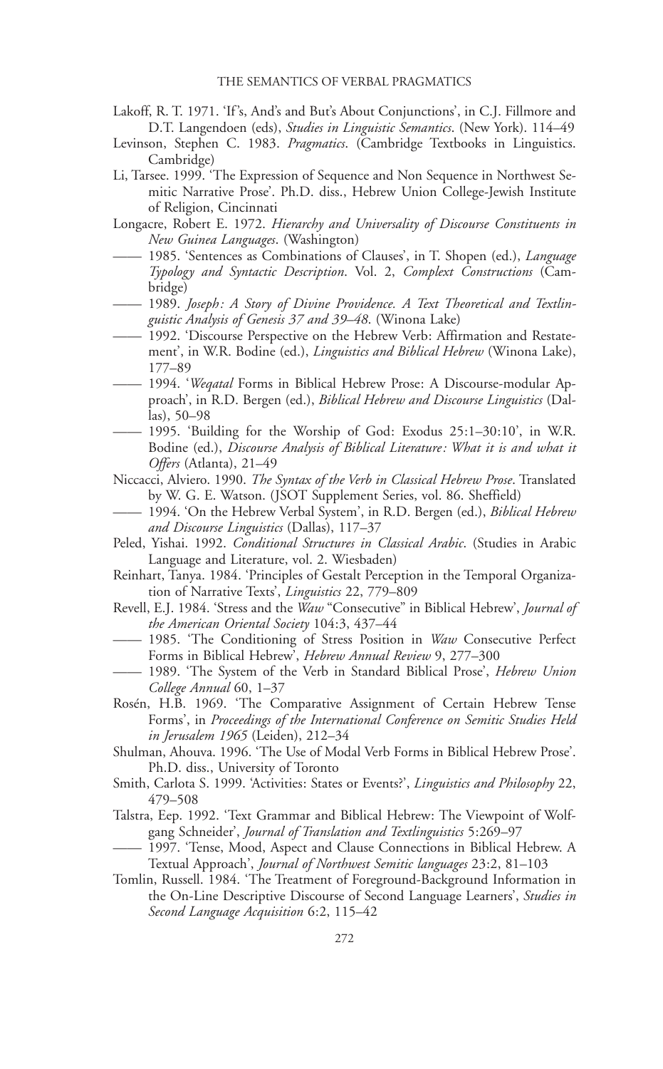Lakoff, R. T. 1971. 'If's, And's and But's About Conjunctions', in C.J. Fillmore and D.T. Langendoen (eds), *Studies in Linguistic Semantics*. (New York). 114–49

Levinson, Stephen C. 1983. *Pragmatics*. (Cambridge Textbooks in Linguistics. Cambridge)

Li, Tarsee. 1999. 'The Expression of Sequence and Non Sequence in Northwest Semitic Narrative Prose'. Ph.D. diss., Hebrew Union College-Jewish Institute of Religion, Cincinnati

Longacre, Robert E. 1972. *Hierarchy and Universality of Discourse Constituents in New Guinea Languages*. (Washington)

—— 1985. 'Sentences as Combinations of Clauses', in T. Shopen (ed.), *Language Typology and Syntactic Description*. Vol. 2, *Complext Constructions* (Cambridge)

—— 1989. *Joseph: A Story of Divine Providence. A Text Theoretical and Textlinguistic Analysis of Genesis 37 and 39–48*. (Winona Lake)

—— 1992. 'Discourse Perspective on the Hebrew Verb: Affirmation and Restatement', in W.R. Bodine (ed.), *Linguistics and Biblical Hebrew* (Winona Lake), 177–89

—— 1994. '*Weqatal* Forms in Biblical Hebrew Prose: A Discourse-modular Approach', in R.D. Bergen (ed.), *Biblical Hebrew and Discourse Linguistics* (Dallas), 50–98

—— 1995. 'Building for the Worship of God: Exodus 25:1–30:10', in W.R. Bodine (ed.), *Discourse Analysis of Biblical Literature: What it is and what it Offers* (Atlanta), 21–49

Niccacci, Alviero. 1990. *The Syntax of the Verb in Classical Hebrew Prose*. Translated by W. G. E. Watson. (JSOT Supplement Series, vol. 86. Sheffield)

—— 1994. 'On the Hebrew Verbal System', in R.D. Bergen (ed.), *Biblical Hebrew and Discourse Linguistics* (Dallas), 117–37

Peled, Yishai. 1992. *Conditional Structures in Classical Arabic*. (Studies in Arabic Language and Literature, vol. 2. Wiesbaden)

Reinhart, Tanya. 1984. 'Principles of Gestalt Perception in the Temporal Organization of Narrative Texts', *Linguistics* 22, 779–809

Revell, E.J. 1984. 'Stress and the *Waw* "Consecutive" in Biblical Hebrew', *Journal of the American Oriental Society* 104:3, 437–44

—— 1985. 'The Conditioning of Stress Position in *Waw* Consecutive Perfect Forms in Biblical Hebrew', *Hebrew Annual Review* 9, 277–300

—— 1989. 'The System of the Verb in Standard Biblical Prose', *Hebrew Union College Annual* 60, 1–37

Rosén, H.B. 1969. 'The Comparative Assignment of Certain Hebrew Tense Forms', in *Proceedings of the International Conference on Semitic Studies Held in Jerusalem 1965* (Leiden), 212–34

Shulman, Ahouva. 1996. 'The Use of Modal Verb Forms in Biblical Hebrew Prose'. Ph.D. diss., University of Toronto

Smith, Carlota S. 1999. 'Activities: States or Events?', *Linguistics and Philosophy* 22, 479–508

Talstra, Eep. 1992. 'Text Grammar and Biblical Hebrew: The Viewpoint of Wolfgang Schneider', *Journal of Translation and Textlinguistics* 5:269–97

—— 1997. 'Tense, Mood, Aspect and Clause Connections in Biblical Hebrew. A Textual Approach', *Journal of Northwest Semitic languages* 23:2, 81–103

Tomlin, Russell. 1984. 'The Treatment of Foreground-Background Information in the On-Line Descriptive Discourse of Second Language Learners', *Studies in Second Language Acquisition* 6:2, 115–42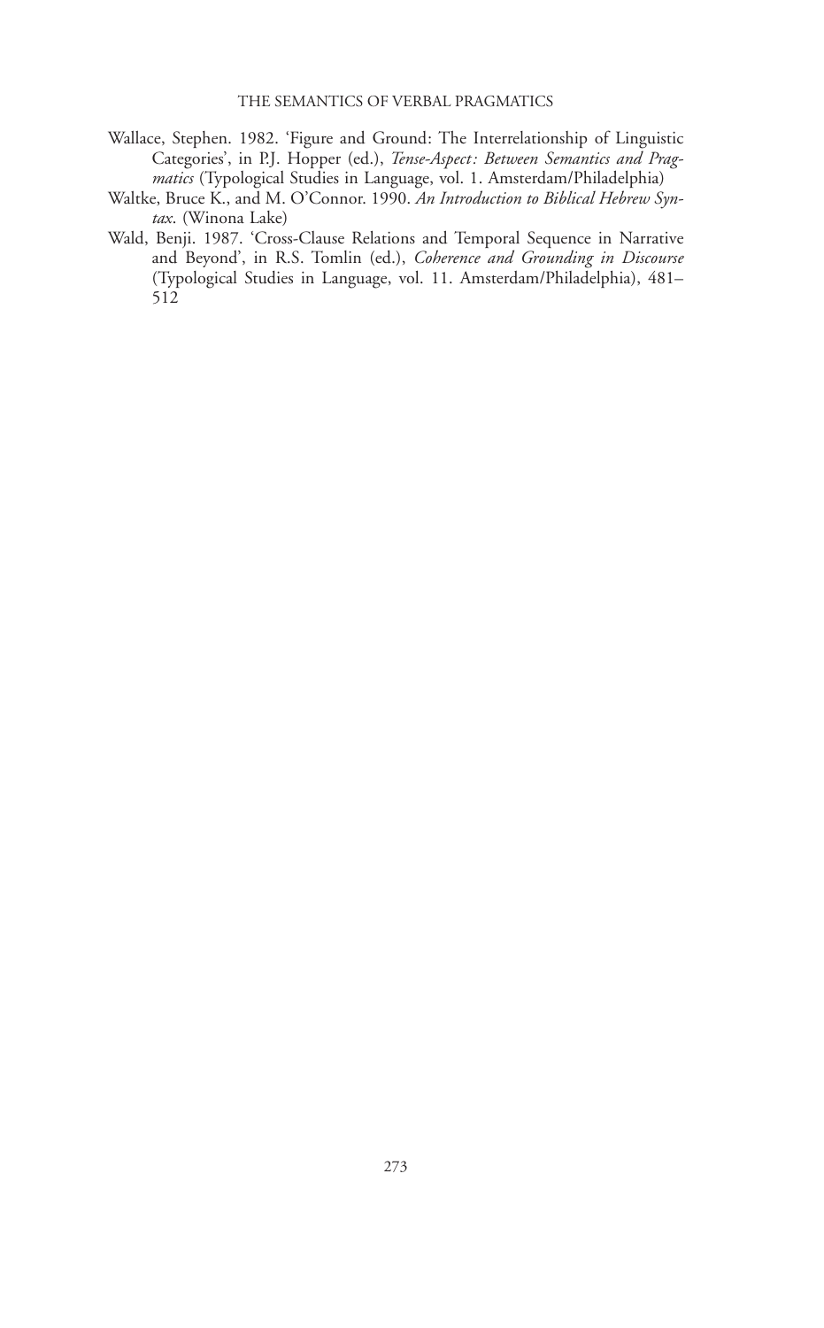Wallace, Stephen. 1982. 'Figure and Ground: The Interrelationship of Linguistic Categories', in P.J. Hopper (ed.), *Tense-Aspect: Between Semantics and Pragmatics* (Typological Studies in Language, vol. 1. Amsterdam/Philadelphia)

Waltke, Bruce K., and M. O'Connor. 1990. *An Introduction to Biblical Hebrew Syntax*. (Winona Lake)

Wald, Benji. 1987. 'Cross-Clause Relations and Temporal Sequence in Narrative and Beyond', in R.S. Tomlin (ed.), *Coherence and Grounding in Discourse* (Typological Studies in Language, vol. 11. Amsterdam/Philadelphia), 481–512